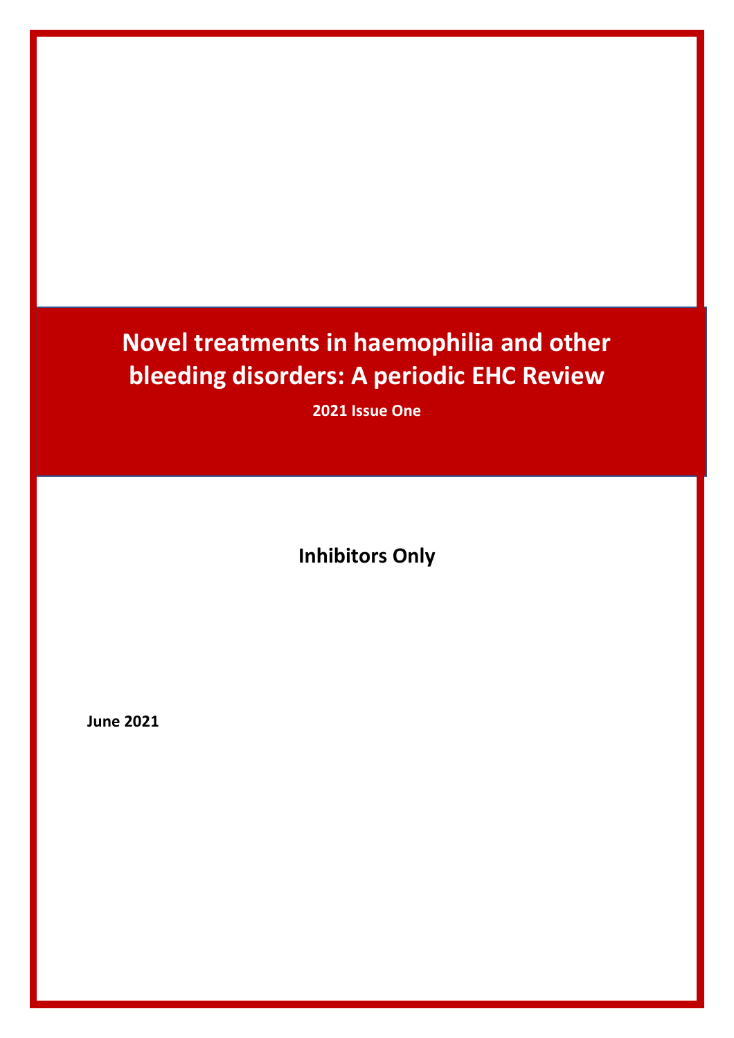# Novel treatments in haemophilia and other bleeding disorders: A periodic EHC Review

**2021 Issue One**

**Inhibitors Only**

**June 2021**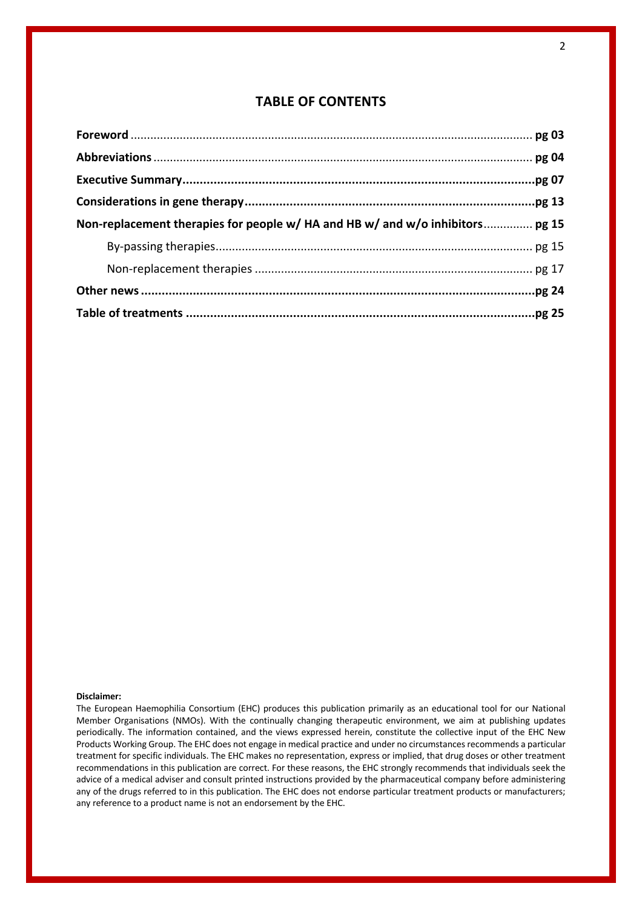# TABLE OF CONTENTS

**Foreword** ........................................................................................................ **pg 03**

**Abbreviations** .................................................................................................. **pg 04**

**Executive Summary**.......................................................................................... **pg 07**

**Considerations in gene therapy**...................................................................... **pg 13**

**Non-replacement therapies for people w/ HA and HB w/ and w/o inhibitors**.............. **pg 15**

- By-passing therapies................................................................................ pg 15
- Non-replacement therapies .................................................................... pg 17

**Other news** ...................................................................................................... **pg 24**

**Table of treatments** ........................................................................................ **pg 25**

**Disclaimer:**

The European Haemophilia Consortium (EHC) produces this publication primarily as an educational tool for our National Member Organisations (NMOs). With the continually changing therapeutic environment, we aim at publishing updates periodically. The information contained, and the views expressed herein, constitute the collective input of the EHC New Products Working Group. The EHC does not engage in medical practice and under no circumstances recommends a particular treatment for specific individuals. The EHC makes no representation, express or implied, that drug doses or other treatment recommendations in this publication are correct. For these reasons, the EHC strongly recommends that individuals seek the advice of a medical adviser and consult printed instructions provided by the pharmaceutical company before administering any of the drugs referred to in this publication. The EHC does not endorse particular treatment products or manufacturers; any reference to a product name is not an endorsement by the EHC.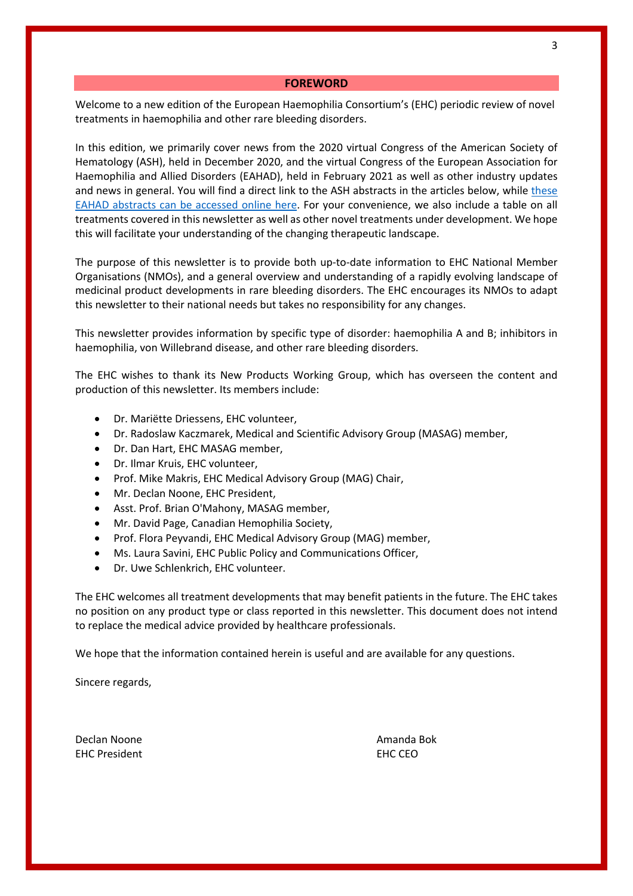## FOREWORD

Welcome to a new edition of the European Haemophilia Consortium's (EHC) periodic review of novel treatments in haemophilia and other rare bleeding disorders.

In this edition, we primarily cover news from the 2020 virtual Congress of the American Society of Hematology (ASH), held in December 2020, and the virtual Congress of the European Association for Haemophilia and Allied Disorders (EAHAD), held in February 2021 as well as other industry updates and news in general. You will find a direct link to the ASH abstracts in the articles below, while these EAHAD abstracts can be accessed online here. For your convenience, we also include a table on all treatments covered in this newsletter as well as other novel treatments under development. We hope this will facilitate your understanding of the changing therapeutic landscape.

The purpose of this newsletter is to provide both up-to-date information to EHC National Member Organisations (NMOs), and a general overview and understanding of a rapidly evolving landscape of medicinal product developments in rare bleeding disorders. The EHC encourages its NMOs to adapt this newsletter to their national needs but takes no responsibility for any changes.

This newsletter provides information by specific type of disorder: haemophilia A and B; inhibitors in haemophilia, von Willebrand disease, and other rare bleeding disorders.

The EHC wishes to thank its New Products Working Group, which has overseen the content and production of this newsletter. Its members include:

- Dr. Mariëtte Driessens, EHC volunteer,
- Dr. Radoslaw Kaczmarek, Medical and Scientific Advisory Group (MASAG) member,
- Dr. Dan Hart, EHC MASAG member,
- Dr. Ilmar Kruis, EHC volunteer,
- Prof. Mike Makris, EHC Medical Advisory Group (MAG) Chair,
- Mr. Declan Noone, EHC President,
- Asst. Prof. Brian O'Mahony, MASAG member,
- Mr. David Page, Canadian Hemophilia Society,
- Prof. Flora Peyvandi, EHC Medical Advisory Group (MAG) member,
- Ms. Laura Savini, EHC Public Policy and Communications Officer,
- Dr. Uwe Schlenkrich, EHC volunteer.

The EHC welcomes all treatment developments that may benefit patients in the future. The EHC takes no position on any product type or class reported in this newsletter. This document does not intend to replace the medical advice provided by healthcare professionals.

We hope that the information contained herein is useful and are available for any questions.

Sincere regards,

Declan Noone
EHC President

Amanda Bok
EHC CEO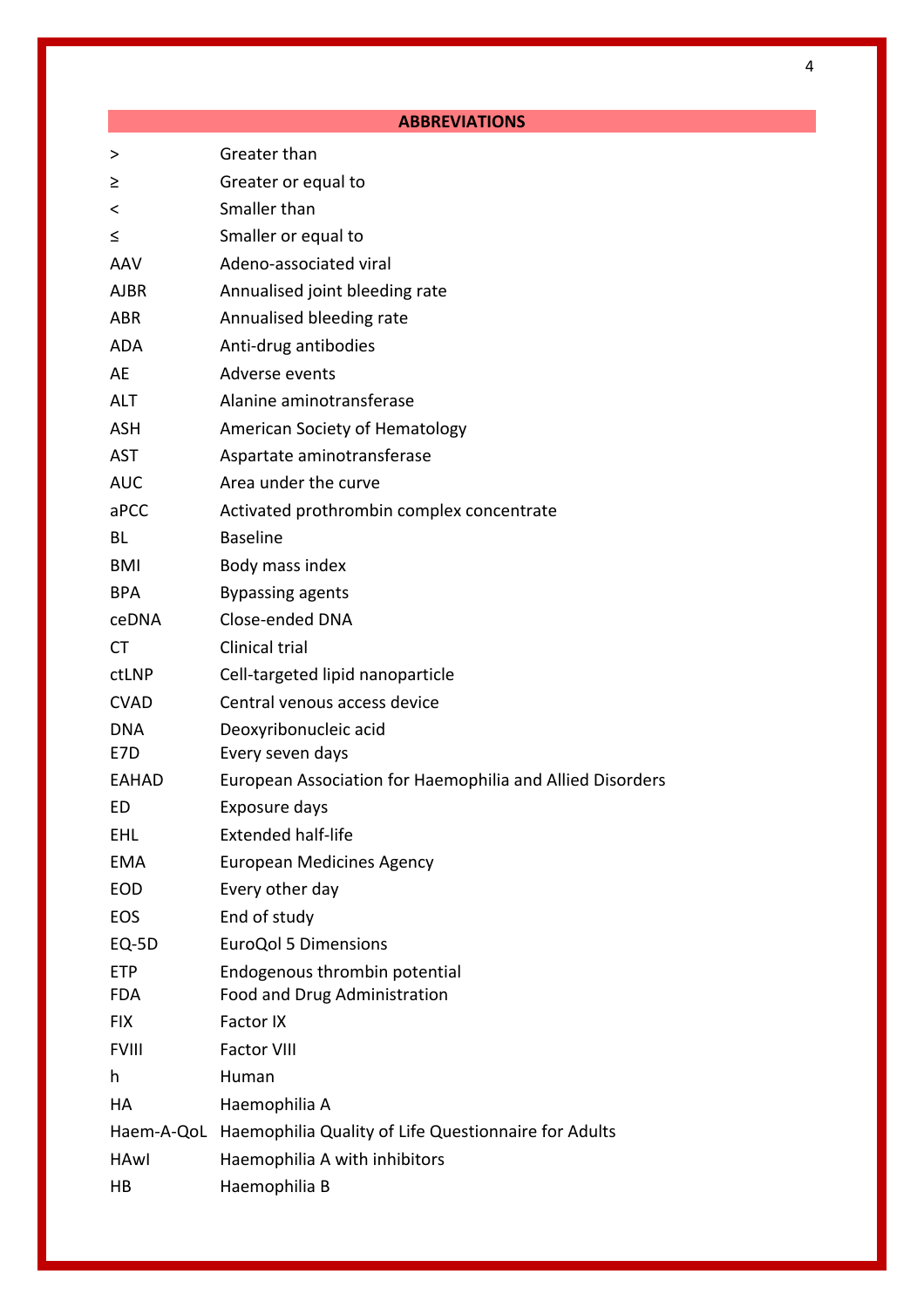## ABBREVIATIONS

| | |
|---|---|
| > | Greater than |
| ≥ | Greater or equal to |
| < | Smaller than |
| ≤ | Smaller or equal to |
| AAV | Adeno-associated viral |
| AJBR | Annualised joint bleeding rate |
| ABR | Annualised bleeding rate |
| ADA | Anti-drug antibodies |
| AE | Adverse events |
| ALT | Alanine aminotransferase |
| ASH | American Society of Hematology |
| AST | Aspartate aminotransferase |
| AUC | Area under the curve |
| aPCC | Activated prothrombin complex concentrate |
| BL | Baseline |
| BMI | Body mass index |
| BPA | Bypassing agents |
| ceDNA | Close-ended DNA |
| CT | Clinical trial |
| ctLNP | Cell-targeted lipid nanoparticle |
| CVAD | Central venous access device |
| DNA | Deoxyribonucleic acid |
| E7D | Every seven days |
| EAHAD | European Association for Haemophilia and Allied Disorders |
| ED | Exposure days |
| EHL | Extended half-life |
| EMA | European Medicines Agency |
| EOD | Every other day |
| EOS | End of study |
| EQ-5D | EuroQol 5 Dimensions |
| ETP | Endogenous thrombin potential |
| FDA | Food and Drug Administration |
| FIX | Factor IX |
| FVIII | Factor VIII |
| h | Human |
| HA | Haemophilia A |
| Haem-A-QoL | Haemophilia Quality of Life Questionnaire for Adults |
| HAwI | Haemophilia A with inhibitors |
| HB | Haemophilia B |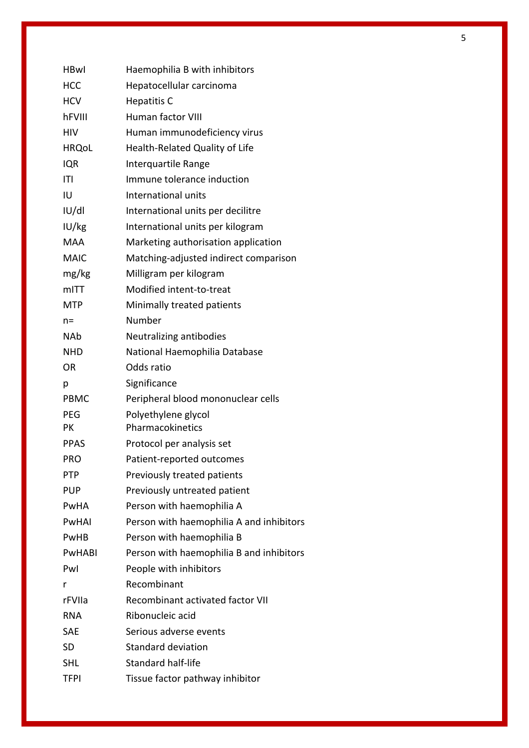| | |
|---|---|
| HBwI | Haemophilia B with inhibitors |
| HCC | Hepatocellular carcinoma |
| HCV | Hepatitis C |
| hFVIII | Human factor VIII |
| HIV | Human immunodeficiency virus |
| HRQoL | Health-Related Quality of Life |
| IQR | Interquartile Range |
| ITI | Immune tolerance induction |
| IU | International units |
| IU/dl | International units per decilitre |
| IU/kg | International units per kilogram |
| MAA | Marketing authorisation application |
| MAIC | Matching-adjusted indirect comparison |
| mg/kg | Milligram per kilogram |
| mITT | Modified intent-to-treat |
| MTP | Minimally treated patients |
| n= | Number |
| NAb | Neutralizing antibodies |
| NHD | National Haemophilia Database |
| OR | Odds ratio |
| p | Significance |
| PBMC | Peripheral blood mononuclear cells |
| PEG | Polyethylene glycol |
| PK | Pharmacokinetics |
| PPAS | Protocol per analysis set |
| PRO | Patient-reported outcomes |
| PTP | Previously treated patients |
| PUP | Previously untreated patient |
| PwHA | Person with haemophilia A |
| PwHAI | Person with haemophilia A and inhibitors |
| PwHB | Person with haemophilia B |
| PwHABI | Person with haemophilia B and inhibitors |
| PwI | People with inhibitors |
| r | Recombinant |
| rFVIIa | Recombinant activated factor VII |
| RNA | Ribonucleic acid |
| SAE | Serious adverse events |
| SD | Standard deviation |
| SHL | Standard half-life |
| TFPI | Tissue factor pathway inhibitor |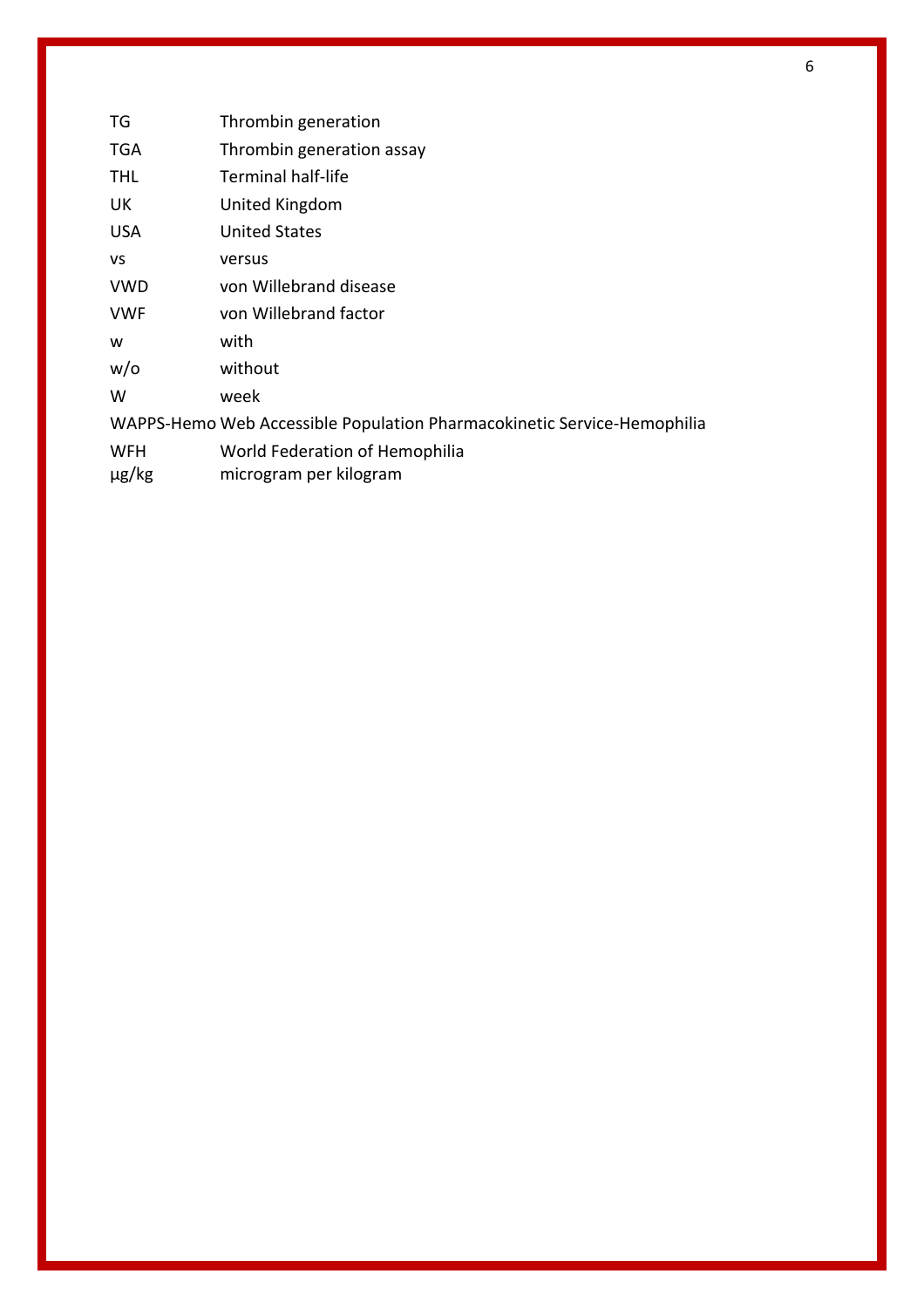| | |
|---|---|
| TG | Thrombin generation |
| TGA | Thrombin generation assay |
| THL | Terminal half-life |
| UK | United Kingdom |
| USA | United States |
| vs | versus |
| VWD | von Willebrand disease |
| VWF | von Willebrand factor |
| w | with |
| w/o | without |
| W | week |
| WAPPS-Hemo | Web Accessible Population Pharmacokinetic Service-Hemophilia |
| WFH | World Federation of Hemophilia |
| µg/kg | microgram per kilogram |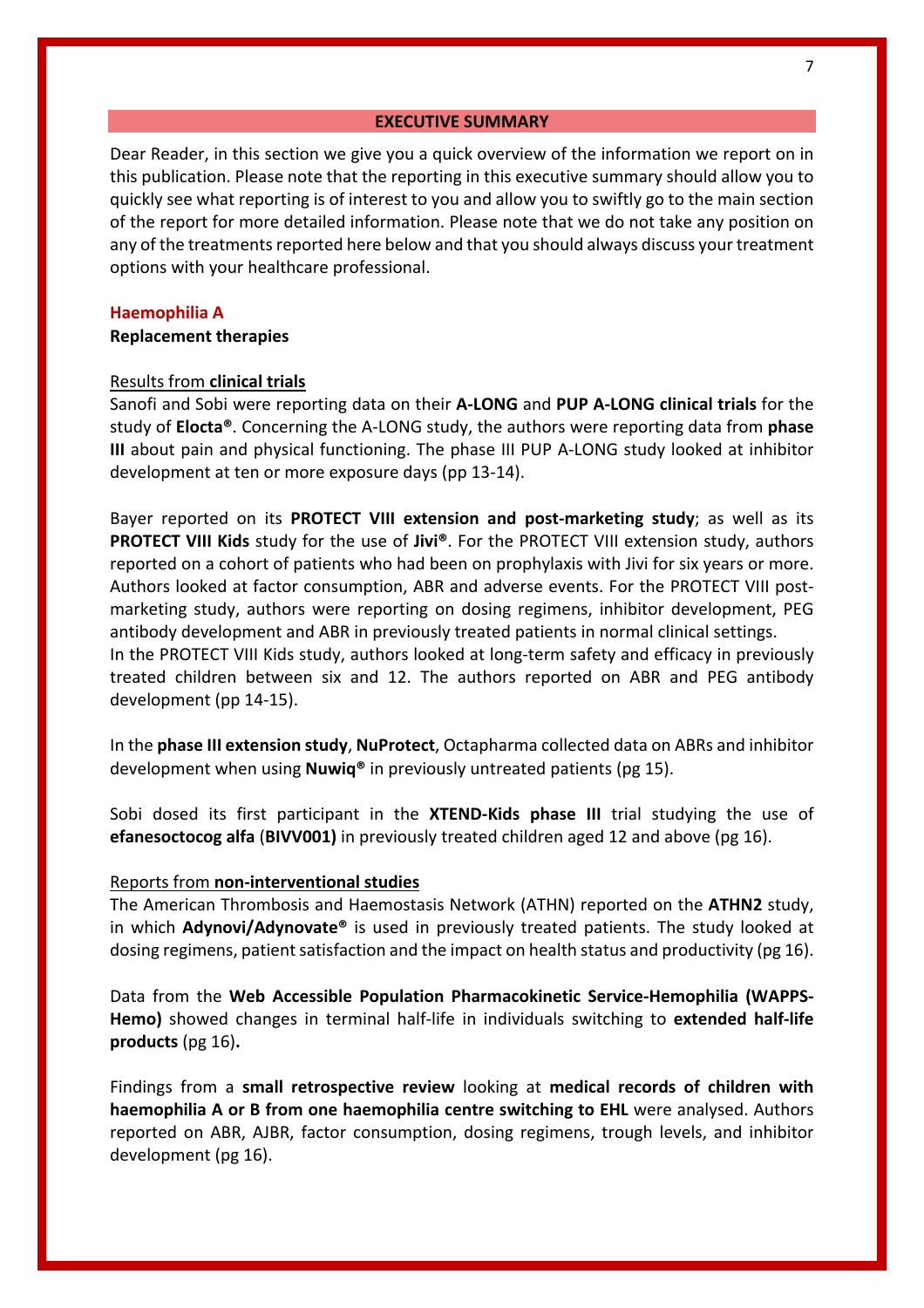## EXECUTIVE SUMMARY

Dear Reader, in this section we give you a quick overview of the information we report on in this publication. Please note that the reporting in this executive summary should allow you to quickly see what reporting is of interest to you and allow you to swiftly go to the main section of the report for more detailed information. Please note that we do not take any position on any of the treatments reported here below and that you should always discuss your treatment options with your healthcare professional.

### Haemophilia A

**Replacement therapies**

Results from **clinical trials**

Sanofi and Sobi were reporting data on their **A-LONG** and **PUP A-LONG clinical trials** for the study of **Elocta®**. Concerning the A-LONG study, the authors were reporting data from **phase III** about pain and physical functioning. The phase III PUP A-LONG study looked at inhibitor development at ten or more exposure days (pp 13-14).

Bayer reported on its **PROTECT VIII extension and post-marketing study**; as well as its **PROTECT VIII Kids** study for the use of **Jivi®**. For the PROTECT VIII extension study, authors reported on a cohort of patients who had been on prophylaxis with Jivi for six years or more. Authors looked at factor consumption, ABR and adverse events. For the PROTECT VIII post-marketing study, authors were reporting on dosing regimens, inhibitor development, PEG antibody development and ABR in previously treated patients in normal clinical settings.
In the PROTECT VIII Kids study, authors looked at long-term safety and efficacy in previously treated children between six and 12. The authors reported on ABR and PEG antibody development (pp 14-15).

In the **phase III extension study**, **NuProtect**, Octapharma collected data on ABRs and inhibitor development when using **Nuwiq®** in previously untreated patients (pg 15).

Sobi dosed its first participant in the **XTEND-Kids phase III** trial studying the use of **efanesoctocog alfa** (**BIVV001)** in previously treated children aged 12 and above (pg 16).

Reports from **non-interventional studies**

The American Thrombosis and Haemostasis Network (ATHN) reported on the **ATHN2** study, in which **Adynovi/Adynovate®** is used in previously treated patients. The study looked at dosing regimens, patient satisfaction and the impact on health status and productivity (pg 16).

Data from the **Web Accessible Population Pharmacokinetic Service-Hemophilia (WAPPS-Hemo)** showed changes in terminal half-life in individuals switching to **extended half-life products** (pg 16)**.**

Findings from a **small retrospective review** looking at **medical records of children with haemophilia A or B from one haemophilia centre switching to EHL** were analysed. Authors reported on ABR, AJBR, factor consumption, dosing regimens, trough levels, and inhibitor development (pg 16).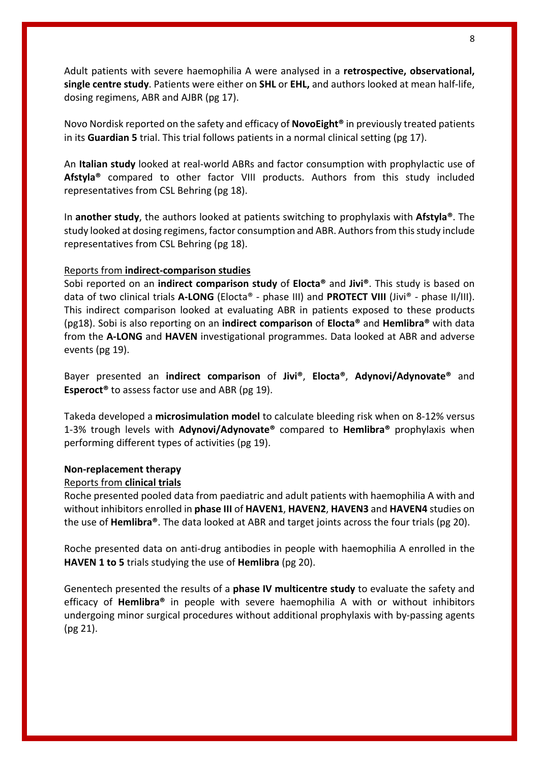Adult patients with severe haemophilia A were analysed in a **retrospective, observational, single centre study**. Patients were either on **SHL** or **EHL,** and authors looked at mean half-life, dosing regimens, ABR and AJBR (pg 17).

Novo Nordisk reported on the safety and efficacy of **NovoEight®** in previously treated patients in its **Guardian 5** trial. This trial follows patients in a normal clinical setting (pg 17).

An **Italian study** looked at real-world ABRs and factor consumption with prophylactic use of **Afstyla®** compared to other factor VIII products. Authors from this study included representatives from CSL Behring (pg 18).

In **another study**, the authors looked at patients switching to prophylaxis with **Afstyla®**. The study looked at dosing regimens, factor consumption and ABR. Authors from this study include representatives from CSL Behring (pg 18).

<u>Reports from **indirect-comparison studies**</u>

Sobi reported on an **indirect comparison study** of **Elocta®** and **Jivi®**. This study is based on data of two clinical trials **A-LONG** (Elocta® - phase III) and **PROTECT VIII** (Jivi® - phase II/III). This indirect comparison looked at evaluating ABR in patients exposed to these products (pg18). Sobi is also reporting on an **indirect comparison** of **Elocta®** and **Hemlibra®** with data from the **A-LONG** and **HAVEN** investigational programmes. Data looked at ABR and adverse events (pg 19).

Bayer presented an **indirect comparison** of **Jivi®**, **Elocta®**, **Adynovi/Adynovate®** and **Esperoct®** to assess factor use and ABR (pg 19).

Takeda developed a **microsimulation model** to calculate bleeding risk when on 8-12% versus 1-3% trough levels with **Adynovi/Adynovate®** compared to **Hemlibra®** prophylaxis when performing different types of activities (pg 19).

**Non-replacement therapy**

<u>Reports from **clinical trials**</u>

Roche presented pooled data from paediatric and adult patients with haemophilia A with and without inhibitors enrolled in **phase III** of **HAVEN1**, **HAVEN2**, **HAVEN3** and **HAVEN4** studies on the use of **Hemlibra®**. The data looked at ABR and target joints across the four trials (pg 20).

Roche presented data on anti-drug antibodies in people with haemophilia A enrolled in the **HAVEN 1 to 5** trials studying the use of **Hemlibra** (pg 20).

Genentech presented the results of a **phase IV multicentre study** to evaluate the safety and efficacy of **Hemlibra®** in people with severe haemophilia A with or without inhibitors undergoing minor surgical procedures without additional prophylaxis with by-passing agents (pg 21).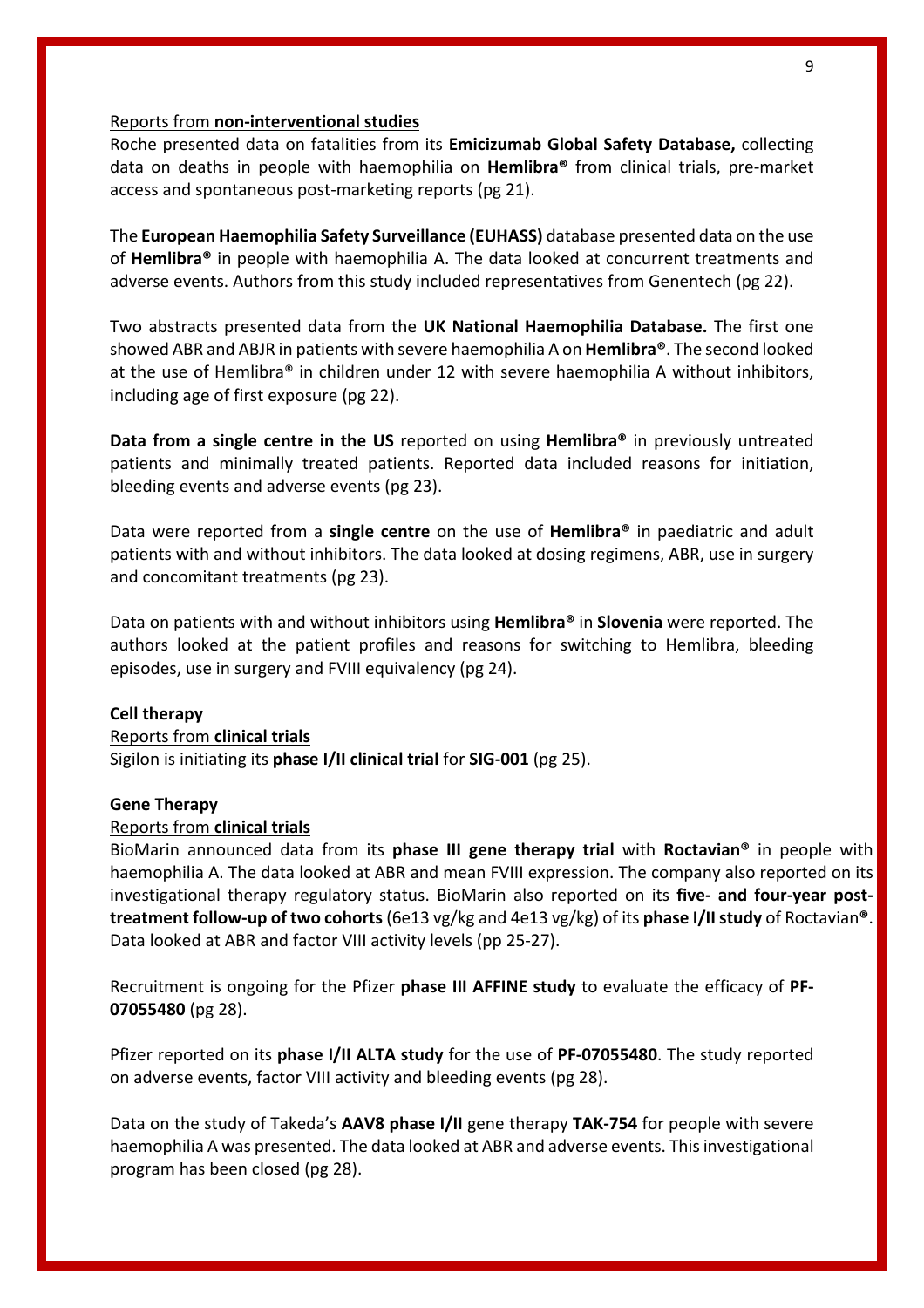Reports from **non-interventional studies**

Roche presented data on fatalities from its **Emicizumab Global Safety Database,** collecting data on deaths in people with haemophilia on **Hemlibra®** from clinical trials, pre-market access and spontaneous post-marketing reports (pg 21).

The **European Haemophilia Safety Surveillance (EUHASS)** database presented data on the use of **Hemlibra®** in people with haemophilia A. The data looked at concurrent treatments and adverse events. Authors from this study included representatives from Genentech (pg 22).

Two abstracts presented data from the **UK National Haemophilia Database.** The first one showed ABR and ABJR in patients with severe haemophilia A on **Hemlibra®**. The second looked at the use of Hemlibra® in children under 12 with severe haemophilia A without inhibitors, including age of first exposure (pg 22).

**Data from a single centre in the US** reported on using **Hemlibra®** in previously untreated patients and minimally treated patients. Reported data included reasons for initiation, bleeding events and adverse events (pg 23).

Data were reported from a **single centre** on the use of **Hemlibra®** in paediatric and adult patients with and without inhibitors. The data looked at dosing regimens, ABR, use in surgery and concomitant treatments (pg 23).

Data on patients with and without inhibitors using **Hemlibra®** in **Slovenia** were reported. The authors looked at the patient profiles and reasons for switching to Hemlibra, bleeding episodes, use in surgery and FVIII equivalency (pg 24).

**Cell therapy**

Reports from **clinical trials**

Sigilon is initiating its **phase I/II clinical trial** for **SIG-001** (pg 25).

**Gene Therapy**

Reports from **clinical trials**

BioMarin announced data from its **phase III gene therapy trial** with **Roctavian®** in people with haemophilia A. The data looked at ABR and mean FVIII expression. The company also reported on its investigational therapy regulatory status. BioMarin also reported on its **five- and four-year post-treatment follow-up of two cohorts** (6e13 vg/kg and 4e13 vg/kg) of its **phase I/II study** of Roctavian®. Data looked at ABR and factor VIII activity levels (pp 25-27).

Recruitment is ongoing for the Pfizer **phase III AFFINE study** to evaluate the efficacy of **PF-07055480** (pg 28).

Pfizer reported on its **phase I/II ALTA study** for the use of **PF-07055480**. The study reported on adverse events, factor VIII activity and bleeding events (pg 28).

Data on the study of Takeda's **AAV8 phase I/II** gene therapy **TAK-754** for people with severe haemophilia A was presented. The data looked at ABR and adverse events. This investigational program has been closed (pg 28).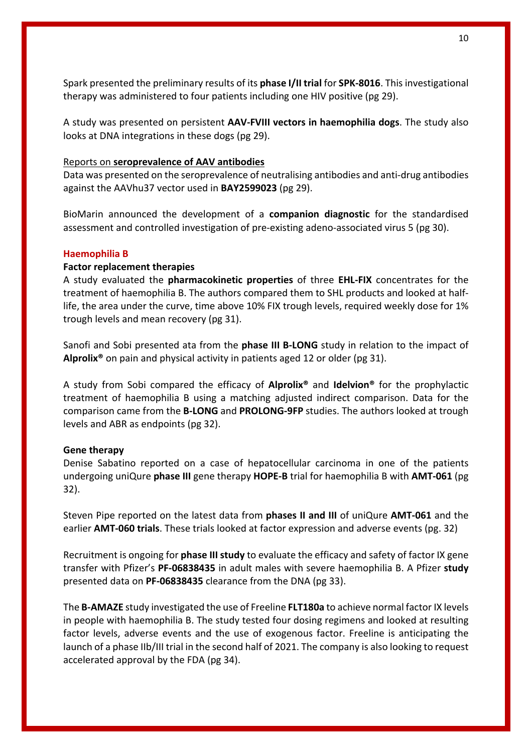Spark presented the preliminary results of its **phase I/II trial** for **SPK-8016**. This investigational therapy was administered to four patients including one HIV positive (pg 29).

A study was presented on persistent **AAV-FVIII vectors in haemophilia dogs**. The study also looks at DNA integrations in these dogs (pg 29).

Reports on **seroprevalence of AAV antibodies**

Data was presented on the seroprevalence of neutralising antibodies and anti-drug antibodies against the AAVhu37 vector used in **BAY2599023** (pg 29).

BioMarin announced the development of a **companion diagnostic** for the standardised assessment and controlled investigation of pre-existing adeno-associated virus 5 (pg 30).

## Haemophilia B

### Factor replacement therapies

A study evaluated the **pharmacokinetic properties** of three **EHL-FIX** concentrates for the treatment of haemophilia B. The authors compared them to SHL products and looked at half-life, the area under the curve, time above 10% FIX trough levels, required weekly dose for 1% trough levels and mean recovery (pg 31).

Sanofi and Sobi presented ata from the **phase III B-LONG** study in relation to the impact of **Alprolix®** on pain and physical activity in patients aged 12 or older (pg 31).

A study from Sobi compared the efficacy of **Alprolix®** and **Idelvion®** for the prophylactic treatment of haemophilia B using a matching adjusted indirect comparison. Data for the comparison came from the **B-LONG** and **PROLONG-9FP** studies. The authors looked at trough levels and ABR as endpoints (pg 32).

### Gene therapy

Denise Sabatino reported on a case of hepatocellular carcinoma in one of the patients undergoing uniQure **phase III** gene therapy **HOPE-B** trial for haemophilia B with **AMT-061** (pg 32).

Steven Pipe reported on the latest data from **phases II and III** of uniQure **AMT-061** and the earlier **AMT-060 trials**. These trials looked at factor expression and adverse events (pg. 32)

Recruitment is ongoing for **phase III study** to evaluate the efficacy and safety of factor IX gene transfer with Pfizer's **PF-06838435** in adult males with severe haemophilia B. A Pfizer **study** presented data on **PF-06838435** clearance from the DNA (pg 33).

The **B-AMAZE** study investigated the use of Freeline **FLT180a** to achieve normal factor IX levels in people with haemophilia B. The study tested four dosing regimens and looked at resulting factor levels, adverse events and the use of exogenous factor. Freeline is anticipating the launch of a phase IIb/III trial in the second half of 2021. The company is also looking to request accelerated approval by the FDA (pg 34).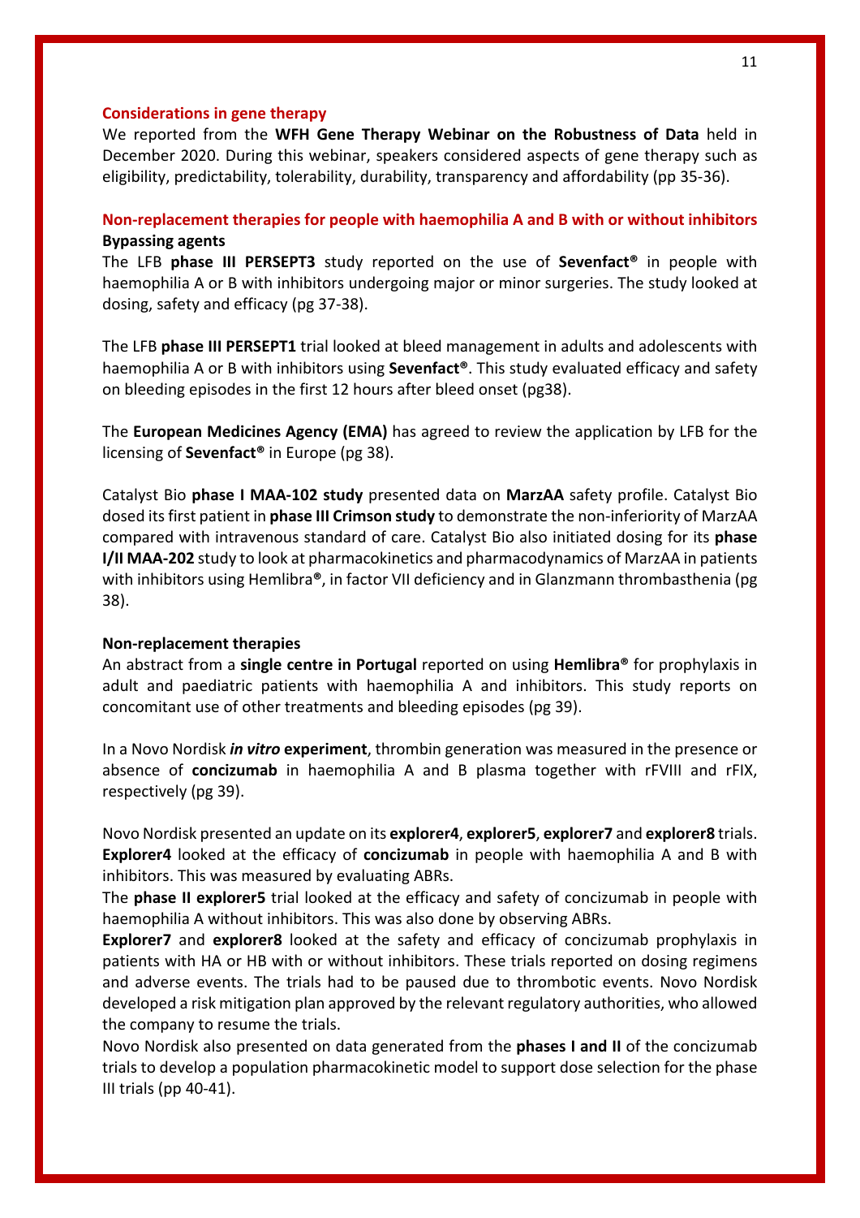## Considerations in gene therapy

We reported from the **WFH Gene Therapy Webinar on the Robustness of Data** held in December 2020. During this webinar, speakers considered aspects of gene therapy such as eligibility, predictability, tolerability, durability, transparency and affordability (pp 35-36).

## Non-replacement therapies for people with haemophilia A and B with or without inhibitors

### Bypassing agents

The LFB **phase III PERSEPT3** study reported on the use of **Sevenfact®** in people with haemophilia A or B with inhibitors undergoing major or minor surgeries. The study looked at dosing, safety and efficacy (pg 37-38).

The LFB **phase III PERSEPT1** trial looked at bleed management in adults and adolescents with haemophilia A or B with inhibitors using **Sevenfact®**. This study evaluated efficacy and safety on bleeding episodes in the first 12 hours after bleed onset (pg38).

The **European Medicines Agency (EMA)** has agreed to review the application by LFB for the licensing of **Sevenfact®** in Europe (pg 38).

Catalyst Bio **phase I MAA-102 study** presented data on **MarzAA** safety profile. Catalyst Bio dosed its first patient in **phase III Crimson study** to demonstrate the non-inferiority of MarzAA compared with intravenous standard of care. Catalyst Bio also initiated dosing for its **phase I/II MAA-202** study to look at pharmacokinetics and pharmacodynamics of MarzAA in patients with inhibitors using Hemlibra®, in factor VII deficiency and in Glanzmann thrombasthenia (pg 38).

### Non-replacement therapies

An abstract from a **single centre in Portugal** reported on using **Hemlibra®** for prophylaxis in adult and paediatric patients with haemophilia A and inhibitors. This study reports on concomitant use of other treatments and bleeding episodes (pg 39).

In a Novo Nordisk ***in vitro* experiment**, thrombin generation was measured in the presence or absence of **concizumab** in haemophilia A and B plasma together with rFVIII and rFIX, respectively (pg 39).

Novo Nordisk presented an update on its **explorer4**, **explorer5**, **explorer7** and **explorer8** trials. **Explorer4** looked at the efficacy of **concizumab** in people with haemophilia A and B with inhibitors. This was measured by evaluating ABRs.
The **phase II explorer5** trial looked at the efficacy and safety of concizumab in people with haemophilia A without inhibitors. This was also done by observing ABRs.
**Explorer7** and **explorer8** looked at the safety and efficacy of concizumab prophylaxis in patients with HA or HB with or without inhibitors. These trials reported on dosing regimens and adverse events. The trials had to be paused due to thrombotic events. Novo Nordisk developed a risk mitigation plan approved by the relevant regulatory authorities, who allowed the company to resume the trials.
Novo Nordisk also presented on data generated from the **phases I and II** of the concizumab trials to develop a population pharmacokinetic model to support dose selection for the phase III trials (pp 40-41).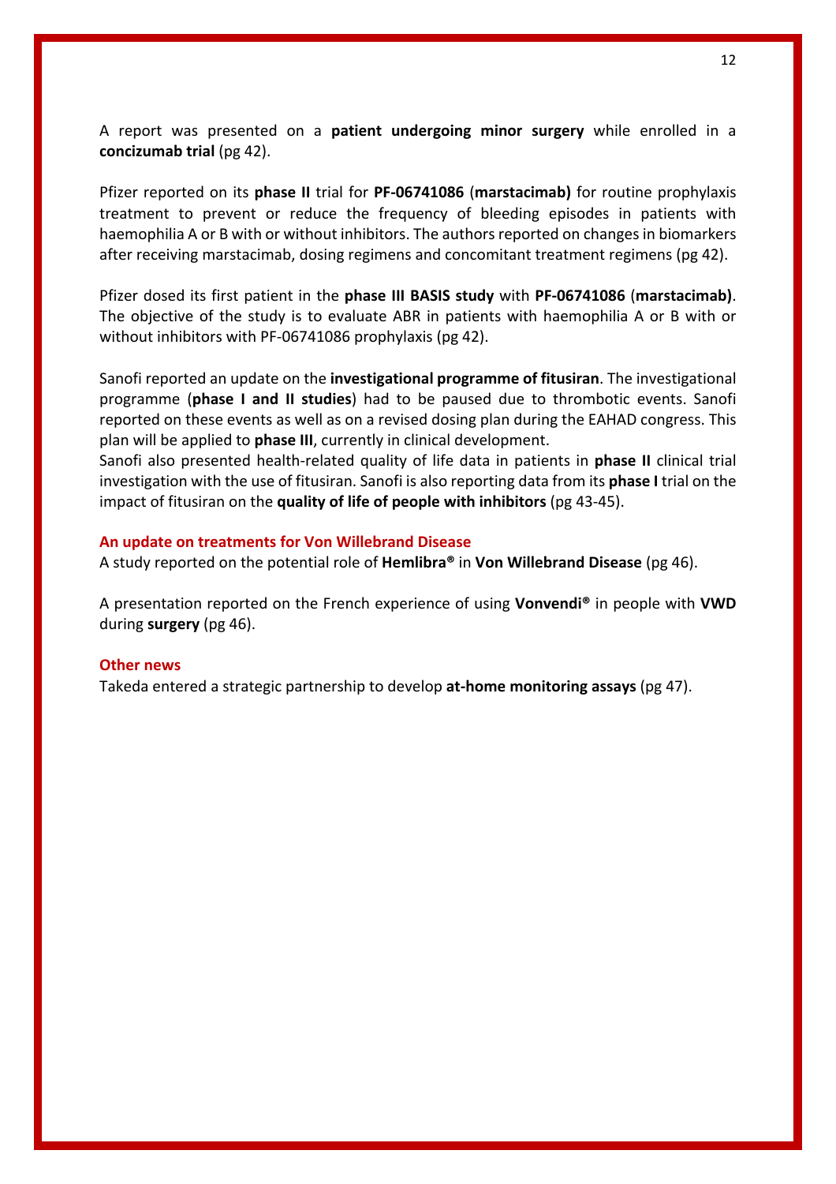A report was presented on a **patient undergoing minor surgery** while enrolled in a **concizumab trial** (pg 42).

Pfizer reported on its **phase II** trial for **PF-06741086** (**marstacimab)** for routine prophylaxis treatment to prevent or reduce the frequency of bleeding episodes in patients with haemophilia A or B with or without inhibitors. The authors reported on changes in biomarkers after receiving marstacimab, dosing regimens and concomitant treatment regimens (pg 42).

Pfizer dosed its first patient in the **phase III BASIS study** with **PF-06741086** (**marstacimab)**. The objective of the study is to evaluate ABR in patients with haemophilia A or B with or without inhibitors with PF-06741086 prophylaxis (pg 42).

Sanofi reported an update on the **investigational programme of fitusiran**. The investigational programme (**phase I and II studies**) had to be paused due to thrombotic events. Sanofi reported on these events as well as on a revised dosing plan during the EAHAD congress. This plan will be applied to **phase III**, currently in clinical development.
Sanofi also presented health-related quality of life data in patients in **phase II** clinical trial investigation with the use of fitusiran. Sanofi is also reporting data from its **phase I** trial on the impact of fitusiran on the **quality of life of people with inhibitors** (pg 43-45).

### An update on treatments for Von Willebrand Disease

A study reported on the potential role of **Hemlibra®** in **Von Willebrand Disease** (pg 46).

A presentation reported on the French experience of using **Vonvendi®** in people with **VWD** during **surgery** (pg 46).

### Other news

Takeda entered a strategic partnership to develop **at-home monitoring assays** (pg 47).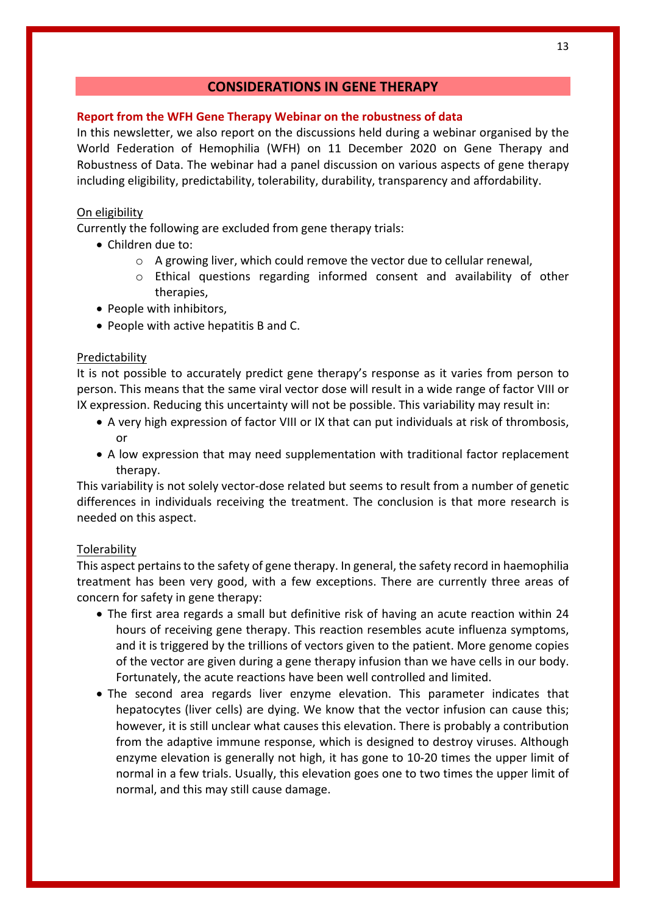## CONSIDERATIONS IN GENE THERAPY

**Report from the WFH Gene Therapy Webinar on the robustness of data**

In this newsletter, we also report on the discussions held during a webinar organised by the World Federation of Hemophilia (WFH) on 11 December 2020 on Gene Therapy and Robustness of Data. The webinar had a panel discussion on various aspects of gene therapy including eligibility, predictability, tolerability, durability, transparency and affordability.

<u>On eligibility</u>

Currently the following are excluded from gene therapy trials:

- Children due to:
  - A growing liver, which could remove the vector due to cellular renewal,
  - Ethical questions regarding informed consent and availability of other therapies,
- People with inhibitors,
- People with active hepatitis B and C.

<u>Predictability</u>

It is not possible to accurately predict gene therapy's response as it varies from person to person. This means that the same viral vector dose will result in a wide range of factor VIII or IX expression. Reducing this uncertainty will not be possible. This variability may result in:

- A very high expression of factor VIII or IX that can put individuals at risk of thrombosis, or
- A low expression that may need supplementation with traditional factor replacement therapy.

This variability is not solely vector-dose related but seems to result from a number of genetic differences in individuals receiving the treatment. The conclusion is that more research is needed on this aspect.

<u>Tolerability</u>

This aspect pertains to the safety of gene therapy. In general, the safety record in haemophilia treatment has been very good, with a few exceptions. There are currently three areas of concern for safety in gene therapy:

- The first area regards a small but definitive risk of having an acute reaction within 24 hours of receiving gene therapy. This reaction resembles acute influenza symptoms, and it is triggered by the trillions of vectors given to the patient. More genome copies of the vector are given during a gene therapy infusion than we have cells in our body. Fortunately, the acute reactions have been well controlled and limited.
- The second area regards liver enzyme elevation. This parameter indicates that hepatocytes (liver cells) are dying. We know that the vector infusion can cause this; however, it is still unclear what causes this elevation. There is probably a contribution from the adaptive immune response, which is designed to destroy viruses. Although enzyme elevation is generally not high, it has gone to 10-20 times the upper limit of normal in a few trials. Usually, this elevation goes one to two times the upper limit of normal, and this may still cause damage.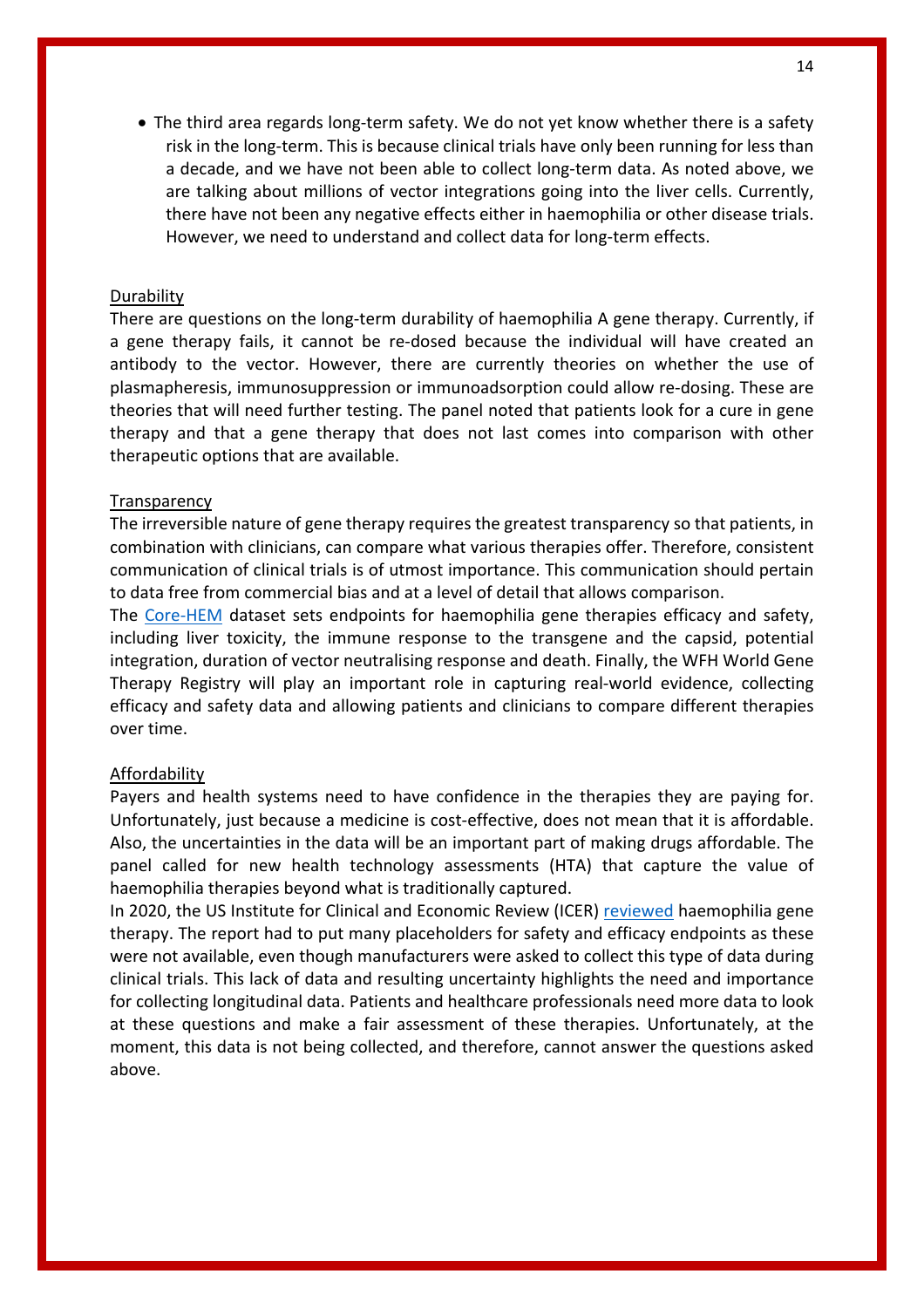- The third area regards long-term safety. We do not yet know whether there is a safety risk in the long-term. This is because clinical trials have only been running for less than a decade, and we have not been able to collect long-term data. As noted above, we are talking about millions of vector integrations going into the liver cells. Currently, there have not been any negative effects either in haemophilia or other disease trials. However, we need to understand and collect data for long-term effects.

<u>Durability</u>

There are questions on the long-term durability of haemophilia A gene therapy. Currently, if a gene therapy fails, it cannot be re-dosed because the individual will have created an antibody to the vector. However, there are currently theories on whether the use of plasmapheresis, immunosuppression or immunoadsorption could allow re-dosing. These are theories that will need further testing. The panel noted that patients look for a cure in gene therapy and that a gene therapy that does not last comes into comparison with other therapeutic options that are available.

<u>Transparency</u>

The irreversible nature of gene therapy requires the greatest transparency so that patients, in combination with clinicians, can compare what various therapies offer. Therefore, consistent communication of clinical trials is of utmost importance. This communication should pertain to data free from commercial bias and at a level of detail that allows comparison.

The Core-HEM dataset sets endpoints for haemophilia gene therapies efficacy and safety, including liver toxicity, the immune response to the transgene and the capsid, potential integration, duration of vector neutralising response and death. Finally, the WFH World Gene Therapy Registry will play an important role in capturing real-world evidence, collecting efficacy and safety data and allowing patients and clinicians to compare different therapies over time.

<u>Affordability</u>

Payers and health systems need to have confidence in the therapies they are paying for. Unfortunately, just because a medicine is cost-effective, does not mean that it is affordable. Also, the uncertainties in the data will be an important part of making drugs affordable. The panel called for new health technology assessments (HTA) that capture the value of haemophilia therapies beyond what is traditionally captured.

In 2020, the US Institute for Clinical and Economic Review (ICER) reviewed haemophilia gene therapy. The report had to put many placeholders for safety and efficacy endpoints as these were not available, even though manufacturers were asked to collect this type of data during clinical trials. This lack of data and resulting uncertainty highlights the need and importance for collecting longitudinal data. Patients and healthcare professionals need more data to look at these questions and make a fair assessment of these therapies. Unfortunately, at the moment, this data is not being collected, and therefore, cannot answer the questions asked above.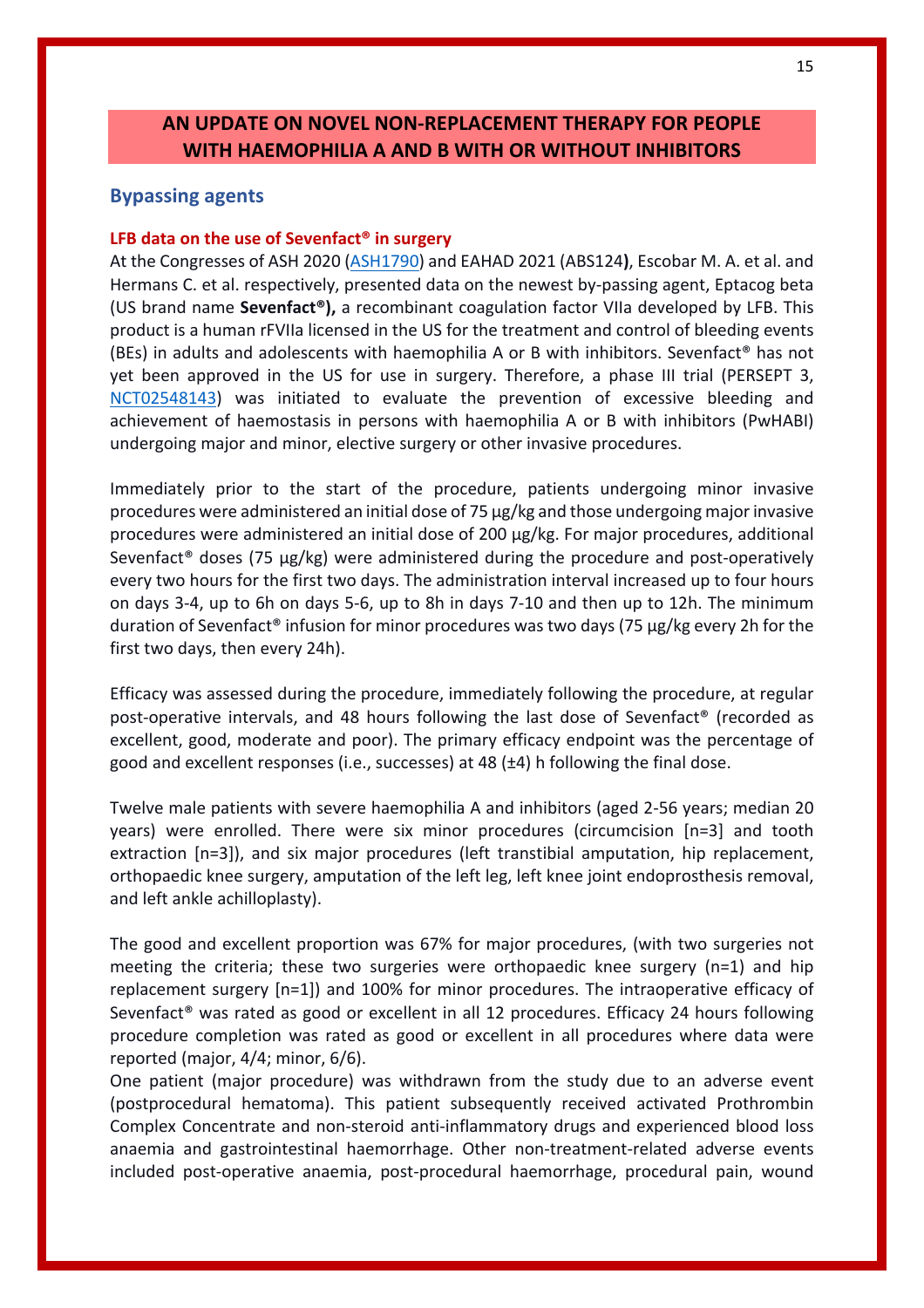# AN UPDATE ON NOVEL NON-REPLACEMENT THERAPY FOR PEOPLE WITH HAEMOPHILIA A AND B WITH OR WITHOUT INHIBITORS

## Bypassing agents

### LFB data on the use of Sevenfact® in surgery

At the Congresses of ASH 2020 (ASH1790) and EAHAD 2021 (ABS124**)**, Escobar M. A. et al. and Hermans C. et al. respectively, presented data on the newest by-passing agent, Eptacog beta (US brand name **Sevenfact®),** a recombinant coagulation factor VIIa developed by LFB. This product is a human rFVIIa licensed in the US for the treatment and control of bleeding events (BEs) in adults and adolescents with haemophilia A or B with inhibitors. Sevenfact® has not yet been approved in the US for use in surgery. Therefore, a phase III trial (PERSEPT 3, NCT02548143) was initiated to evaluate the prevention of excessive bleeding and achievement of haemostasis in persons with haemophilia A or B with inhibitors (PwHABI) undergoing major and minor, elective surgery or other invasive procedures.

Immediately prior to the start of the procedure, patients undergoing minor invasive procedures were administered an initial dose of 75 µg/kg and those undergoing major invasive procedures were administered an initial dose of 200 µg/kg. For major procedures, additional Sevenfact® doses (75 µg/kg) were administered during the procedure and post-operatively every two hours for the first two days. The administration interval increased up to four hours on days 3-4, up to 6h on days 5-6, up to 8h in days 7-10 and then up to 12h. The minimum duration of Sevenfact® infusion for minor procedures was two days (75 µg/kg every 2h for the first two days, then every 24h).

Efficacy was assessed during the procedure, immediately following the procedure, at regular post-operative intervals, and 48 hours following the last dose of Sevenfact® (recorded as excellent, good, moderate and poor). The primary efficacy endpoint was the percentage of good and excellent responses (i.e., successes) at 48 (±4) h following the final dose.

Twelve male patients with severe haemophilia A and inhibitors (aged 2-56 years; median 20 years) were enrolled. There were six minor procedures (circumcision [n=3] and tooth extraction [n=3]), and six major procedures (left transtibial amputation, hip replacement, orthopaedic knee surgery, amputation of the left leg, left knee joint endoprosthesis removal, and left ankle achilloplasty).

The good and excellent proportion was 67% for major procedures, (with two surgeries not meeting the criteria; these two surgeries were orthopaedic knee surgery (n=1) and hip replacement surgery [n=1]) and 100% for minor procedures. The intraoperative efficacy of Sevenfact® was rated as good or excellent in all 12 procedures. Efficacy 24 hours following procedure completion was rated as good or excellent in all procedures where data were reported (major, 4/4; minor, 6/6).

One patient (major procedure) was withdrawn from the study due to an adverse event (postprocedural hematoma). This patient subsequently received activated Prothrombin Complex Concentrate and non-steroid anti-inflammatory drugs and experienced blood loss anaemia and gastrointestinal haemorrhage. Other non-treatment-related adverse events included post-operative anaemia, post-procedural haemorrhage, procedural pain, wound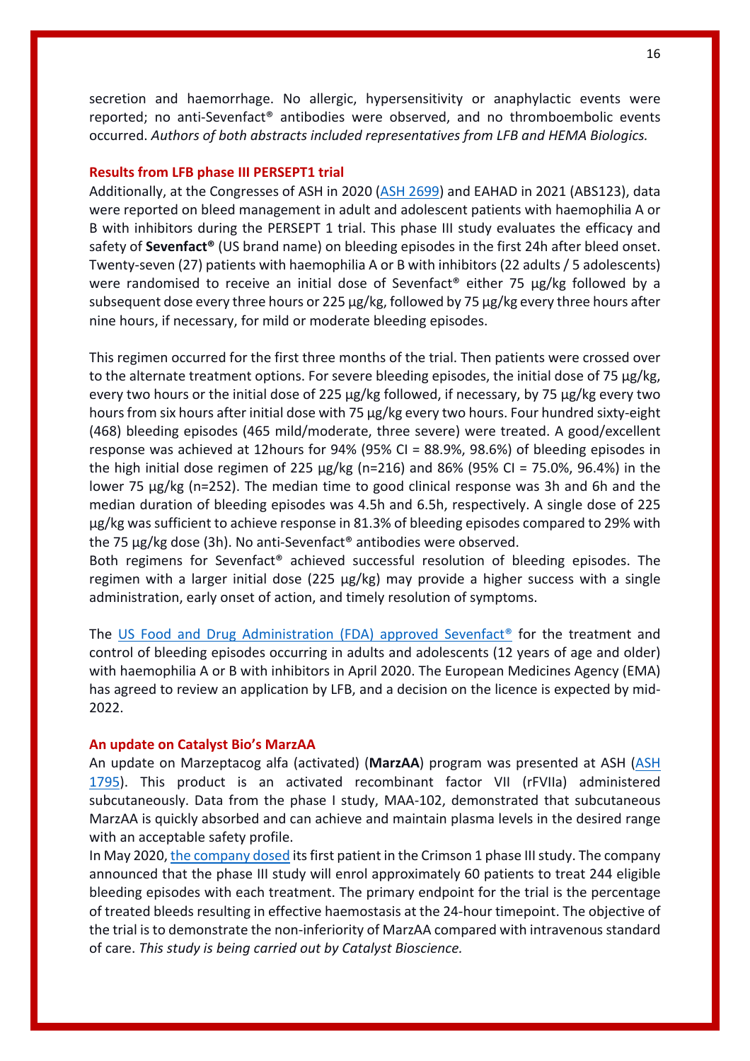secretion and haemorrhage. No allergic, hypersensitivity or anaphylactic events were reported; no anti-Sevenfact® antibodies were observed, and no thromboembolic events occurred. *Authors of both abstracts included representatives from LFB and HEMA Biologics.*

### Results from LFB phase III PERSEPT1 trial

Additionally, at the Congresses of ASH in 2020 (ASH 2699) and EAHAD in 2021 (ABS123), data were reported on bleed management in adult and adolescent patients with haemophilia A or B with inhibitors during the PERSEPT 1 trial. This phase III study evaluates the efficacy and safety of **Sevenfact®** (US brand name) on bleeding episodes in the first 24h after bleed onset. Twenty-seven (27) patients with haemophilia A or B with inhibitors (22 adults / 5 adolescents) were randomised to receive an initial dose of Sevenfact® either 75 µg/kg followed by a subsequent dose every three hours or 225 µg/kg, followed by 75 µg/kg every three hours after nine hours, if necessary, for mild or moderate bleeding episodes.

This regimen occurred for the first three months of the trial. Then patients were crossed over to the alternate treatment options. For severe bleeding episodes, the initial dose of 75 µg/kg, every two hours or the initial dose of 225 µg/kg followed, if necessary, by 75 µg/kg every two hours from six hours after initial dose with 75 µg/kg every two hours. Four hundred sixty-eight (468) bleeding episodes (465 mild/moderate, three severe) were treated. A good/excellent response was achieved at 12hours for 94% (95% CI = 88.9%, 98.6%) of bleeding episodes in the high initial dose regimen of 225 µg/kg (n=216) and 86% (95% CI = 75.0%, 96.4%) in the lower 75 µg/kg (n=252). The median time to good clinical response was 3h and 6h and the median duration of bleeding episodes was 4.5h and 6.5h, respectively. A single dose of 225 µg/kg was sufficient to achieve response in 81.3% of bleeding episodes compared to 29% with the 75 µg/kg dose (3h). No anti-Sevenfact® antibodies were observed.
Both regimens for Sevenfact® achieved successful resolution of bleeding episodes. The regimen with a larger initial dose (225 µg/kg) may provide a higher success with a single administration, early onset of action, and timely resolution of symptoms.

The US Food and Drug Administration (FDA) approved Sevenfact® for the treatment and control of bleeding episodes occurring in adults and adolescents (12 years of age and older) with haemophilia A or B with inhibitors in April 2020. The European Medicines Agency (EMA) has agreed to review an application by LFB, and a decision on the licence is expected by mid-2022.

### An update on Catalyst Bio's MarzAA

An update on Marzeptacog alfa (activated) (**MarzAA**) program was presented at ASH (ASH 1795). This product is an activated recombinant factor VII (rFVIIa) administered subcutaneously. Data from the phase I study, MAA-102, demonstrated that subcutaneous MarzAA is quickly absorbed and can achieve and maintain plasma levels in the desired range with an acceptable safety profile.
In May 2020, the company dosed its first patient in the Crimson 1 phase III study. The company announced that the phase III study will enrol approximately 60 patients to treat 244 eligible bleeding episodes with each treatment. The primary endpoint for the trial is the percentage of treated bleeds resulting in effective haemostasis at the 24-hour timepoint. The objective of the trial is to demonstrate the non-inferiority of MarzAA compared with intravenous standard of care. *This study is being carried out by Catalyst Bioscience.*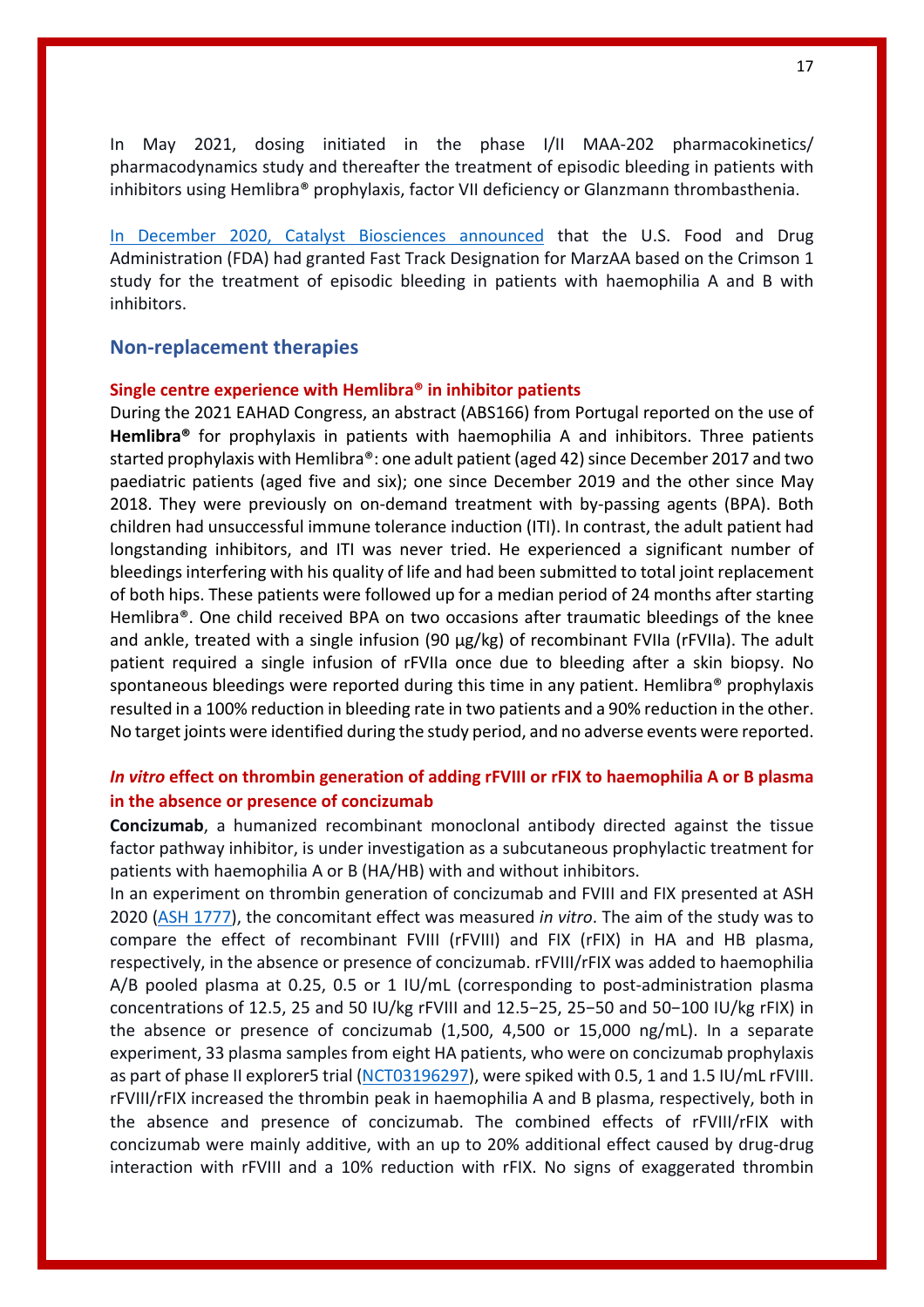In May 2021, dosing initiated in the phase I/II MAA-202 pharmacokinetics/ pharmacodynamics study and thereafter the treatment of episodic bleeding in patients with inhibitors using Hemlibra® prophylaxis, factor VII deficiency or Glanzmann thrombasthenia.

In December 2020, Catalyst Biosciences announced that the U.S. Food and Drug Administration (FDA) had granted Fast Track Designation for MarzAA based on the Crimson 1 study for the treatment of episodic bleeding in patients with haemophilia A and B with inhibitors.

## Non-replacement therapies

### Single centre experience with Hemlibra® in inhibitor patients

During the 2021 EAHAD Congress, an abstract (ABS166) from Portugal reported on the use of **Hemlibra®** for prophylaxis in patients with haemophilia A and inhibitors. Three patients started prophylaxis with Hemlibra®: one adult patient (aged 42) since December 2017 and two paediatric patients (aged five and six); one since December 2019 and the other since May 2018. They were previously on on-demand treatment with by-passing agents (BPA). Both children had unsuccessful immune tolerance induction (ITI). In contrast, the adult patient had longstanding inhibitors, and ITI was never tried. He experienced a significant number of bleedings interfering with his quality of life and had been submitted to total joint replacement of both hips. These patients were followed up for a median period of 24 months after starting Hemlibra®. One child received BPA on two occasions after traumatic bleedings of the knee and ankle, treated with a single infusion (90 µg/kg) of recombinant FVIIa (rFVIIa). The adult patient required a single infusion of rFVIIa once due to bleeding after a skin biopsy. No spontaneous bleedings were reported during this time in any patient. Hemlibra® prophylaxis resulted in a 100% reduction in bleeding rate in two patients and a 90% reduction in the other. No target joints were identified during the study period, and no adverse events were reported.

### *In vitro* effect on thrombin generation of adding rFVIII or rFIX to haemophilia A or B plasma in the absence or presence of concizumab

**Concizumab**, a humanized recombinant monoclonal antibody directed against the tissue factor pathway inhibitor, is under investigation as a subcutaneous prophylactic treatment for patients with haemophilia A or B (HA/HB) with and without inhibitors.

In an experiment on thrombin generation of concizumab and FVIII and FIX presented at ASH 2020 (ASH 1777), the concomitant effect was measured *in vitro*. The aim of the study was to compare the effect of recombinant FVIII (rFVIII) and FIX (rFIX) in HA and HB plasma, respectively, in the absence or presence of concizumab. rFVIII/rFIX was added to haemophilia A/B pooled plasma at 0.25, 0.5 or 1 IU/mL (corresponding to post-administration plasma concentrations of 12.5, 25 and 50 IU/kg rFVIII and 12.5−25, 25−50 and 50−100 IU/kg rFIX) in the absence or presence of concizumab (1,500, 4,500 or 15,000 ng/mL). In a separate experiment, 33 plasma samples from eight HA patients, who were on concizumab prophylaxis as part of phase II explorer5 trial (NCT03196297), were spiked with 0.5, 1 and 1.5 IU/mL rFVIII. rFVIII/rFIX increased the thrombin peak in haemophilia A and B plasma, respectively, both in the absence and presence of concizumab. The combined effects of rFVIII/rFIX with concizumab were mainly additive, with an up to 20% additional effect caused by drug-drug interaction with rFVIII and a 10% reduction with rFIX. No signs of exaggerated thrombin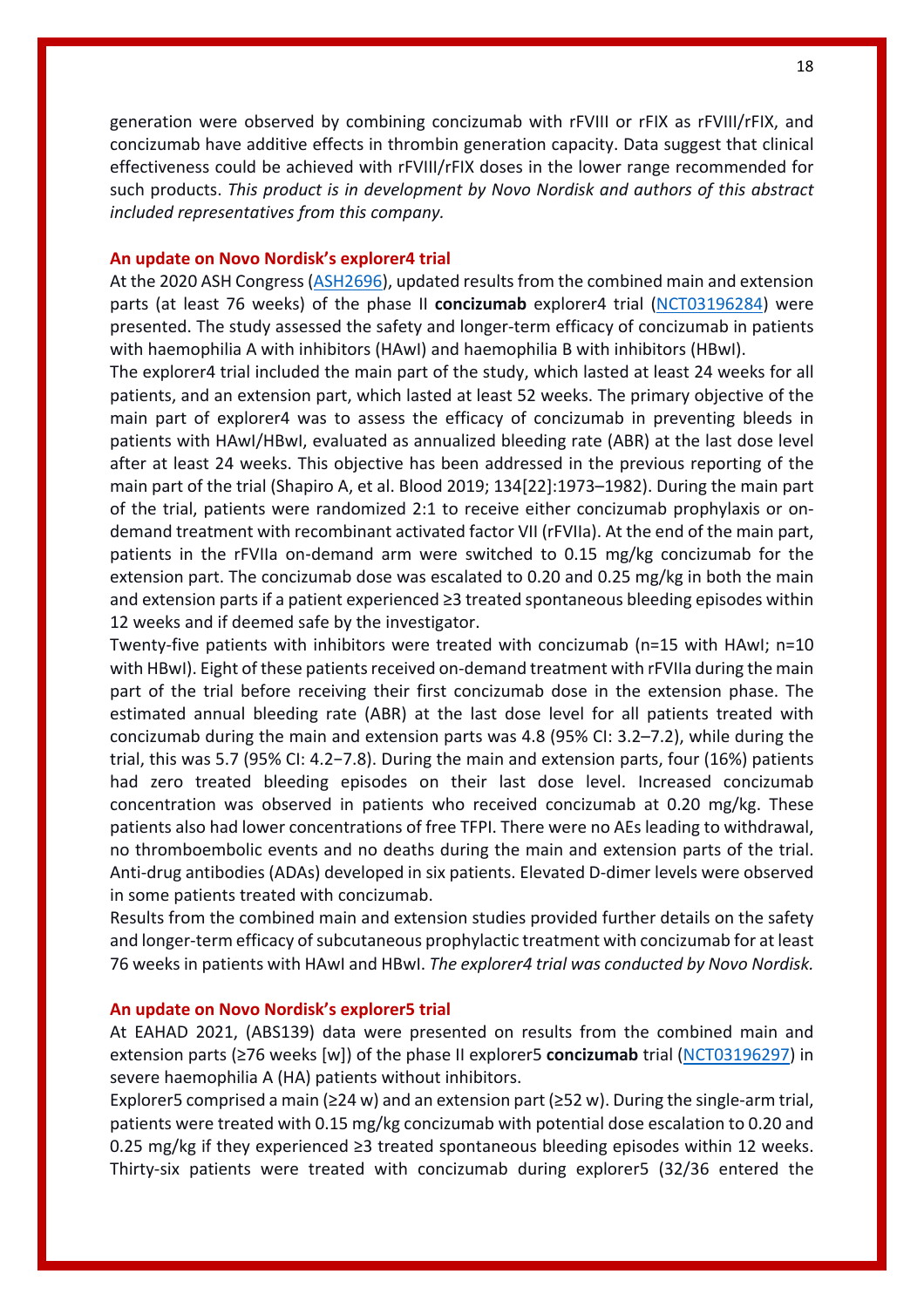generation were observed by combining concizumab with rFVIII or rFIX as rFVIII/rFIX, and concizumab have additive effects in thrombin generation capacity. Data suggest that clinical effectiveness could be achieved with rFVIII/rFIX doses in the lower range recommended for such products. *This product is in development by Novo Nordisk and authors of this abstract included representatives from this company.*

### An update on Novo Nordisk's explorer4 trial

At the 2020 ASH Congress (ASH2696), updated results from the combined main and extension parts (at least 76 weeks) of the phase II **concizumab** explorer4 trial (NCT03196284) were presented. The study assessed the safety and longer-term efficacy of concizumab in patients with haemophilia A with inhibitors (HAwI) and haemophilia B with inhibitors (HBwI).

The explorer4 trial included the main part of the study, which lasted at least 24 weeks for all patients, and an extension part, which lasted at least 52 weeks. The primary objective of the main part of explorer4 was to assess the efficacy of concizumab in preventing bleeds in patients with HAwI/HBwI, evaluated as annualized bleeding rate (ABR) at the last dose level after at least 24 weeks. This objective has been addressed in the previous reporting of the main part of the trial (Shapiro A, et al. Blood 2019; 134[22]:1973–1982). During the main part of the trial, patients were randomized 2:1 to receive either concizumab prophylaxis or on-demand treatment with recombinant activated factor VII (rFVIIa). At the end of the main part, patients in the rFVIIa on-demand arm were switched to 0.15 mg/kg concizumab for the extension part. The concizumab dose was escalated to 0.20 and 0.25 mg/kg in both the main and extension parts if a patient experienced ≥3 treated spontaneous bleeding episodes within 12 weeks and if deemed safe by the investigator.

Twenty-five patients with inhibitors were treated with concizumab (n=15 with HAwI; n=10 with HBwI). Eight of these patients received on-demand treatment with rFVIIa during the main part of the trial before receiving their first concizumab dose in the extension phase. The estimated annual bleeding rate (ABR) at the last dose level for all patients treated with concizumab during the main and extension parts was 4.8 (95% CI: 3.2–7.2), while during the trial, this was 5.7 (95% CI: 4.2−7.8). During the main and extension parts, four (16%) patients had zero treated bleeding episodes on their last dose level. Increased concizumab concentration was observed in patients who received concizumab at 0.20 mg/kg. These patients also had lower concentrations of free TFPI. There were no AEs leading to withdrawal, no thromboembolic events and no deaths during the main and extension parts of the trial. Anti-drug antibodies (ADAs) developed in six patients. Elevated D-dimer levels were observed in some patients treated with concizumab.

Results from the combined main and extension studies provided further details on the safety and longer-term efficacy of subcutaneous prophylactic treatment with concizumab for at least 76 weeks in patients with HAwI and HBwI. *The explorer4 trial was conducted by Novo Nordisk.*

### An update on Novo Nordisk's explorer5 trial

At EAHAD 2021, (ABS139) data were presented on results from the combined main and extension parts (≥76 weeks [w]) of the phase II explorer5 **concizumab** trial (NCT03196297) in severe haemophilia A (HA) patients without inhibitors.

Explorer5 comprised a main (≥24 w) and an extension part (≥52 w). During the single-arm trial, patients were treated with 0.15 mg/kg concizumab with potential dose escalation to 0.20 and 0.25 mg/kg if they experienced ≥3 treated spontaneous bleeding episodes within 12 weeks. Thirty-six patients were treated with concizumab during explorer5 (32/36 entered the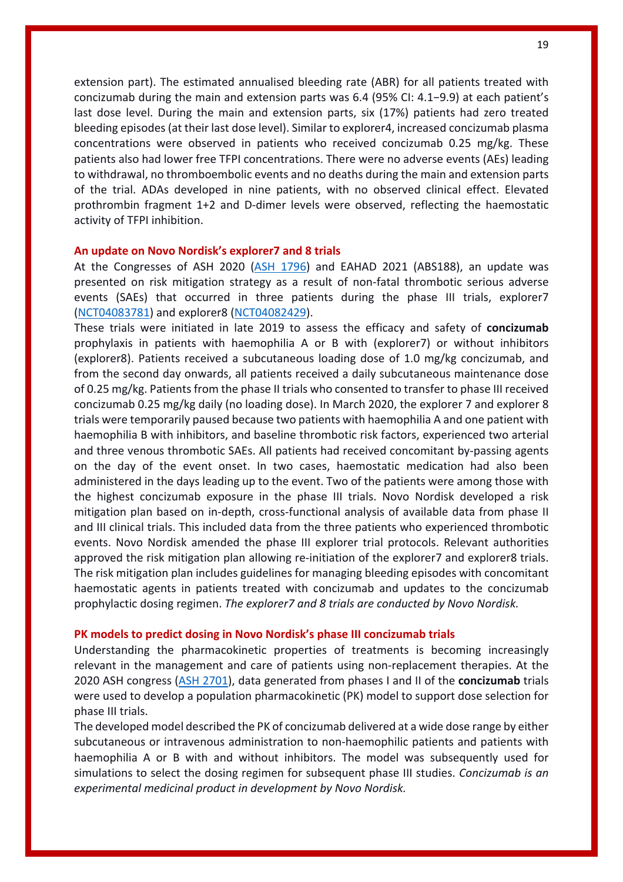extension part). The estimated annualised bleeding rate (ABR) for all patients treated with concizumab during the main and extension parts was 6.4 (95% CI: 4.1−9.9) at each patient's last dose level. During the main and extension parts, six (17%) patients had zero treated bleeding episodes (at their last dose level). Similar to explorer4, increased concizumab plasma concentrations were observed in patients who received concizumab 0.25 mg/kg. These patients also had lower free TFPI concentrations. There were no adverse events (AEs) leading to withdrawal, no thromboembolic events and no deaths during the main and extension parts of the trial. ADAs developed in nine patients, with no observed clinical effect. Elevated prothrombin fragment 1+2 and D-dimer levels were observed, reflecting the haemostatic activity of TFPI inhibition.

### An update on Novo Nordisk's explorer7 and 8 trials

At the Congresses of ASH 2020 (ASH 1796) and EAHAD 2021 (ABS188), an update was presented on risk mitigation strategy as a result of non-fatal thrombotic serious adverse events (SAEs) that occurred in three patients during the phase III trials, explorer7 (NCT04083781) and explorer8 (NCT04082429).

These trials were initiated in late 2019 to assess the efficacy and safety of **concizumab** prophylaxis in patients with haemophilia A or B with (explorer7) or without inhibitors (explorer8). Patients received a subcutaneous loading dose of 1.0 mg/kg concizumab, and from the second day onwards, all patients received a daily subcutaneous maintenance dose of 0.25 mg/kg. Patients from the phase II trials who consented to transfer to phase III received concizumab 0.25 mg/kg daily (no loading dose). In March 2020, the explorer 7 and explorer 8 trials were temporarily paused because two patients with haemophilia A and one patient with haemophilia B with inhibitors, and baseline thrombotic risk factors, experienced two arterial and three venous thrombotic SAEs. All patients had received concomitant by-passing agents on the day of the event onset. In two cases, haemostatic medication had also been administered in the days leading up to the event. Two of the patients were among those with the highest concizumab exposure in the phase III trials. Novo Nordisk developed a risk mitigation plan based on in-depth, cross-functional analysis of available data from phase II and III clinical trials. This included data from the three patients who experienced thrombotic events. Novo Nordisk amended the phase III explorer trial protocols. Relevant authorities approved the risk mitigation plan allowing re-initiation of the explorer7 and explorer8 trials. The risk mitigation plan includes guidelines for managing bleeding episodes with concomitant haemostatic agents in patients treated with concizumab and updates to the concizumab prophylactic dosing regimen. *The explorer7 and 8 trials are conducted by Novo Nordisk.*

### PK models to predict dosing in Novo Nordisk's phase III concizumab trials

Understanding the pharmacokinetic properties of treatments is becoming increasingly relevant in the management and care of patients using non-replacement therapies. At the 2020 ASH congress (ASH 2701), data generated from phases I and II of the **concizumab** trials were used to develop a population pharmacokinetic (PK) model to support dose selection for phase III trials.

The developed model described the PK of concizumab delivered at a wide dose range by either subcutaneous or intravenous administration to non-haemophilic patients and patients with haemophilia A or B with and without inhibitors. The model was subsequently used for simulations to select the dosing regimen for subsequent phase III studies. *Concizumab is an experimental medicinal product in development by Novo Nordisk.*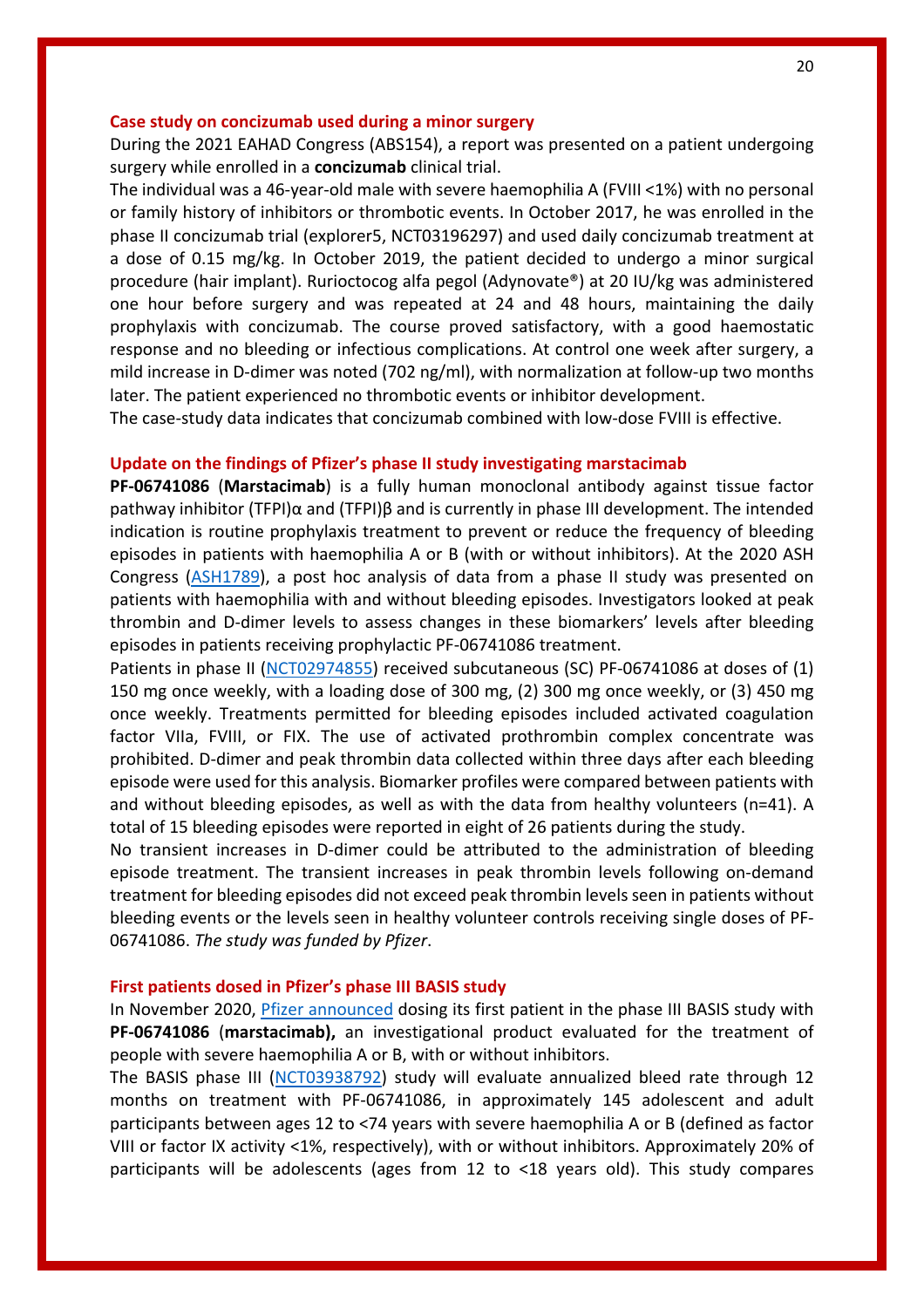### Case study on concizumab used during a minor surgery

During the 2021 EAHAD Congress (ABS154), a report was presented on a patient undergoing surgery while enrolled in a **concizumab** clinical trial.

The individual was a 46-year-old male with severe haemophilia A (FVIII <1%) with no personal or family history of inhibitors or thrombotic events. In October 2017, he was enrolled in the phase II concizumab trial (explorer5, NCT03196297) and used daily concizumab treatment at a dose of 0.15 mg/kg. In October 2019, the patient decided to undergo a minor surgical procedure (hair implant). Rurioctocog alfa pegol (Adynovate®) at 20 IU/kg was administered one hour before surgery and was repeated at 24 and 48 hours, maintaining the daily prophylaxis with concizumab. The course proved satisfactory, with a good haemostatic response and no bleeding or infectious complications. At control one week after surgery, a mild increase in D-dimer was noted (702 ng/ml), with normalization at follow-up two months later. The patient experienced no thrombotic events or inhibitor development.

The case-study data indicates that concizumab combined with low-dose FVIII is effective.

### Update on the findings of Pfizer's phase II study investigating marstacimab

**PF-06741086** (**Marstacimab**) is a fully human monoclonal antibody against tissue factor pathway inhibitor (TFPI)α and (TFPI)β and is currently in phase III development. The intended indication is routine prophylaxis treatment to prevent or reduce the frequency of bleeding episodes in patients with haemophilia A or B (with or without inhibitors). At the 2020 ASH Congress (ASH1789), a post hoc analysis of data from a phase II study was presented on patients with haemophilia with and without bleeding episodes. Investigators looked at peak thrombin and D-dimer levels to assess changes in these biomarkers' levels after bleeding episodes in patients receiving prophylactic PF-06741086 treatment.

Patients in phase II (NCT02974855) received subcutaneous (SC) PF-06741086 at doses of (1) 150 mg once weekly, with a loading dose of 300 mg, (2) 300 mg once weekly, or (3) 450 mg once weekly. Treatments permitted for bleeding episodes included activated coagulation factor VIIa, FVIII, or FIX. The use of activated prothrombin complex concentrate was prohibited. D-dimer and peak thrombin data collected within three days after each bleeding episode were used for this analysis. Biomarker profiles were compared between patients with and without bleeding episodes, as well as with the data from healthy volunteers (n=41). A total of 15 bleeding episodes were reported in eight of 26 patients during the study.

No transient increases in D-dimer could be attributed to the administration of bleeding episode treatment. The transient increases in peak thrombin levels following on-demand treatment for bleeding episodes did not exceed peak thrombin levels seen in patients without bleeding events or the levels seen in healthy volunteer controls receiving single doses of PF-06741086. *The study was funded by Pfizer*.

### First patients dosed in Pfizer's phase III BASIS study

In November 2020, Pfizer announced dosing its first patient in the phase III BASIS study with **PF-06741086** (**marstacimab),** an investigational product evaluated for the treatment of people with severe haemophilia A or B, with or without inhibitors.

The BASIS phase III (NCT03938792) study will evaluate annualized bleed rate through 12 months on treatment with PF-06741086, in approximately 145 adolescent and adult participants between ages 12 to <74 years with severe haemophilia A or B (defined as factor VIII or factor IX activity <1%, respectively), with or without inhibitors. Approximately 20% of participants will be adolescents (ages from 12 to <18 years old). This study compares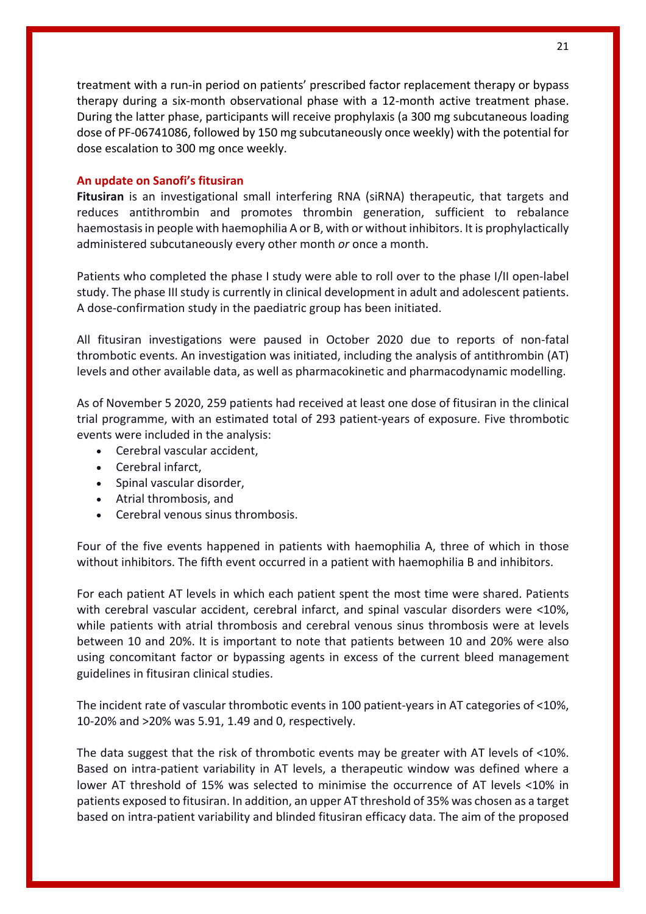treatment with a run-in period on patients' prescribed factor replacement therapy or bypass therapy during a six-month observational phase with a 12-month active treatment phase. During the latter phase, participants will receive prophylaxis (a 300 mg subcutaneous loading dose of PF-06741086, followed by 150 mg subcutaneously once weekly) with the potential for dose escalation to 300 mg once weekly.

### An update on Sanofi's fitusiran

**Fitusiran** is an investigational small interfering RNA (siRNA) therapeutic, that targets and reduces antithrombin and promotes thrombin generation, sufficient to rebalance haemostasis in people with haemophilia A or B, with or without inhibitors. It is prophylactically administered subcutaneously every other month *or* once a month.

Patients who completed the phase I study were able to roll over to the phase I/II open-label study. The phase III study is currently in clinical development in adult and adolescent patients. A dose-confirmation study in the paediatric group has been initiated.

All fitusiran investigations were paused in October 2020 due to reports of non-fatal thrombotic events. An investigation was initiated, including the analysis of antithrombin (AT) levels and other available data, as well as pharmacokinetic and pharmacodynamic modelling.

As of November 5 2020, 259 patients had received at least one dose of fitusiran in the clinical trial programme, with an estimated total of 293 patient-years of exposure. Five thrombotic events were included in the analysis:

- Cerebral vascular accident,
- Cerebral infarct,
- Spinal vascular disorder,
- Atrial thrombosis, and
- Cerebral venous sinus thrombosis.

Four of the five events happened in patients with haemophilia A, three of which in those without inhibitors. The fifth event occurred in a patient with haemophilia B and inhibitors.

For each patient AT levels in which each patient spent the most time were shared. Patients with cerebral vascular accident, cerebral infarct, and spinal vascular disorders were <10%, while patients with atrial thrombosis and cerebral venous sinus thrombosis were at levels between 10 and 20%. It is important to note that patients between 10 and 20% were also using concomitant factor or bypassing agents in excess of the current bleed management guidelines in fitusiran clinical studies.

The incident rate of vascular thrombotic events in 100 patient-years in AT categories of <10%, 10-20% and >20% was 5.91, 1.49 and 0, respectively.

The data suggest that the risk of thrombotic events may be greater with AT levels of <10%. Based on intra-patient variability in AT levels, a therapeutic window was defined where a lower AT threshold of 15% was selected to minimise the occurrence of AT levels <10% in patients exposed to fitusiran. In addition, an upper AT threshold of 35% was chosen as a target based on intra-patient variability and blinded fitusiran efficacy data. The aim of the proposed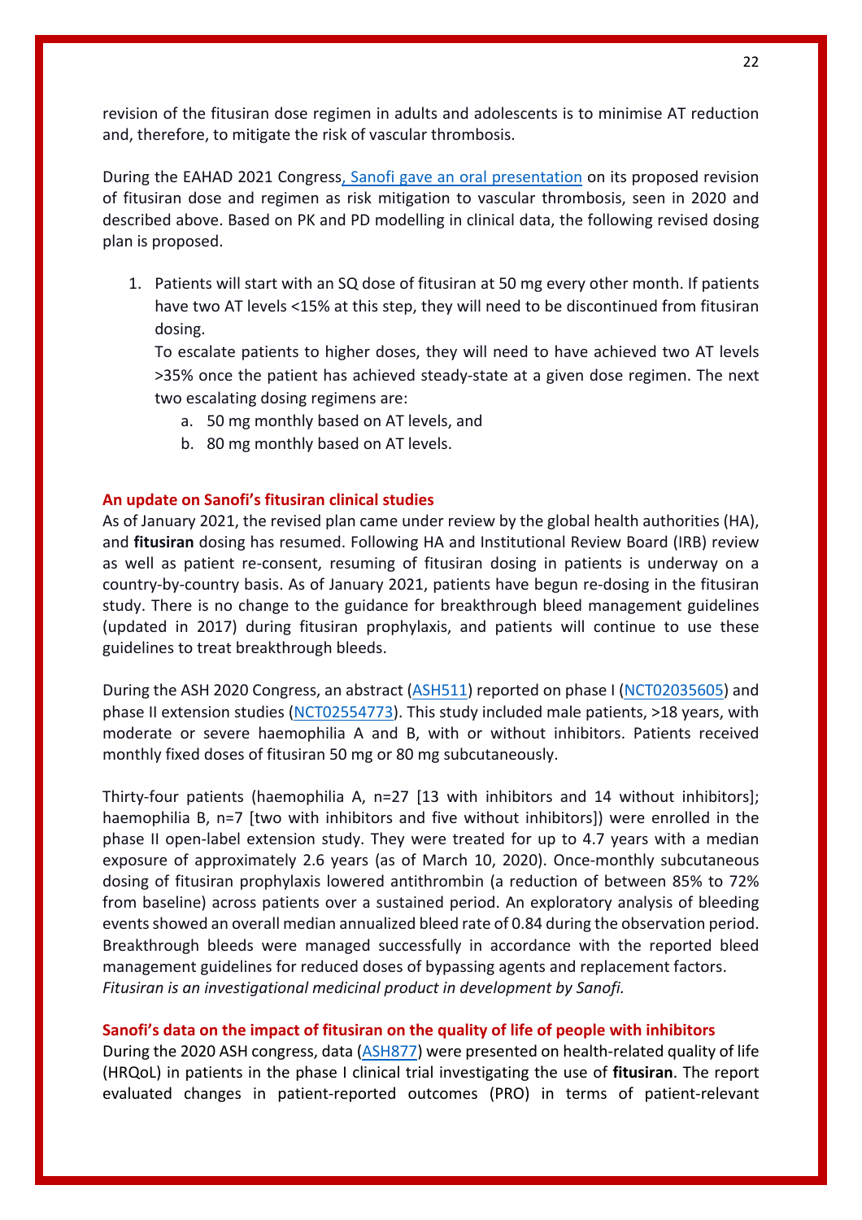revision of the fitusiran dose regimen in adults and adolescents is to minimise AT reduction and, therefore, to mitigate the risk of vascular thrombosis.

During the EAHAD 2021 Congress, Sanofi gave an oral presentation on its proposed revision of fitusiran dose and regimen as risk mitigation to vascular thrombosis, seen in 2020 and described above. Based on PK and PD modelling in clinical data, the following revised dosing plan is proposed.

1. Patients will start with an SQ dose of fitusiran at 50 mg every other month. If patients have two AT levels <15% at this step, they will need to be discontinued from fitusiran dosing.
   To escalate patients to higher doses, they will need to have achieved two AT levels >35% once the patient has achieved steady-state at a given dose regimen. The next two escalating dosing regimens are:
    a. 50 mg monthly based on AT levels, and
    b. 80 mg monthly based on AT levels.

### An update on Sanofi's fitusiran clinical studies

As of January 2021, the revised plan came under review by the global health authorities (HA), and **fitusiran** dosing has resumed. Following HA and Institutional Review Board (IRB) review as well as patient re-consent, resuming of fitusiran dosing in patients is underway on a country-by-country basis. As of January 2021, patients have begun re-dosing in the fitusiran study. There is no change to the guidance for breakthrough bleed management guidelines (updated in 2017) during fitusiran prophylaxis, and patients will continue to use these guidelines to treat breakthrough bleeds.

During the ASH 2020 Congress, an abstract (ASH511) reported on phase I (NCT02035605) and phase II extension studies (NCT02554773). This study included male patients, >18 years, with moderate or severe haemophilia A and B, with or without inhibitors. Patients received monthly fixed doses of fitusiran 50 mg or 80 mg subcutaneously.

Thirty-four patients (haemophilia A, n=27 [13 with inhibitors and 14 without inhibitors]; haemophilia B, n=7 [two with inhibitors and five without inhibitors]) were enrolled in the phase II open-label extension study. They were treated for up to 4.7 years with a median exposure of approximately 2.6 years (as of March 10, 2020). Once-monthly subcutaneous dosing of fitusiran prophylaxis lowered antithrombin (a reduction of between 85% to 72% from baseline) across patients over a sustained period. An exploratory analysis of bleeding events showed an overall median annualized bleed rate of 0.84 during the observation period. Breakthrough bleeds were managed successfully in accordance with the reported bleed management guidelines for reduced doses of bypassing agents and replacement factors.
*Fitusiran is an investigational medicinal product in development by Sanofi.*

### Sanofi's data on the impact of fitusiran on the quality of life of people with inhibitors

During the 2020 ASH congress, data (ASH877) were presented on health-related quality of life (HRQoL) in patients in the phase I clinical trial investigating the use of **fitusiran**. The report evaluated changes in patient-reported outcomes (PRO) in terms of patient-relevant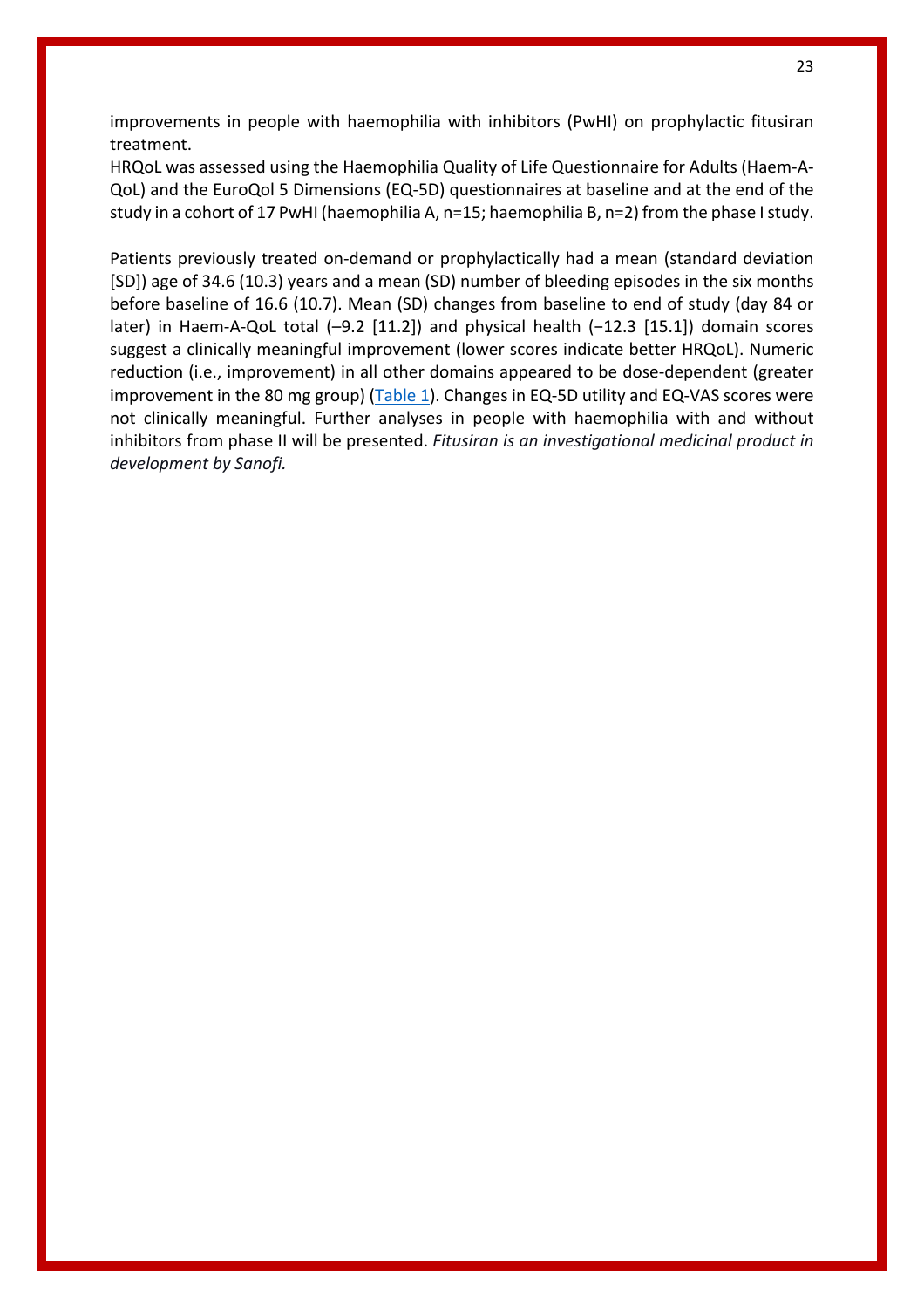improvements in people with haemophilia with inhibitors (PwHI) on prophylactic fitusiran treatment.

HRQoL was assessed using the Haemophilia Quality of Life Questionnaire for Adults (Haem-A-QoL) and the EuroQol 5 Dimensions (EQ-5D) questionnaires at baseline and at the end of the study in a cohort of 17 PwHI (haemophilia A, n=15; haemophilia B, n=2) from the phase I study.

Patients previously treated on-demand or prophylactically had a mean (standard deviation [SD]) age of 34.6 (10.3) years and a mean (SD) number of bleeding episodes in the six months before baseline of 16.6 (10.7). Mean (SD) changes from baseline to end of study (day 84 or later) in Haem-A-QoL total (–9.2 [11.2]) and physical health (−12.3 [15.1]) domain scores suggest a clinically meaningful improvement (lower scores indicate better HRQoL). Numeric reduction (i.e., improvement) in all other domains appeared to be dose-dependent (greater improvement in the 80 mg group) (Table 1). Changes in EQ-5D utility and EQ-VAS scores were not clinically meaningful. Further analyses in people with haemophilia with and without inhibitors from phase II will be presented. *Fitusiran is an investigational medicinal product in development by Sanofi.*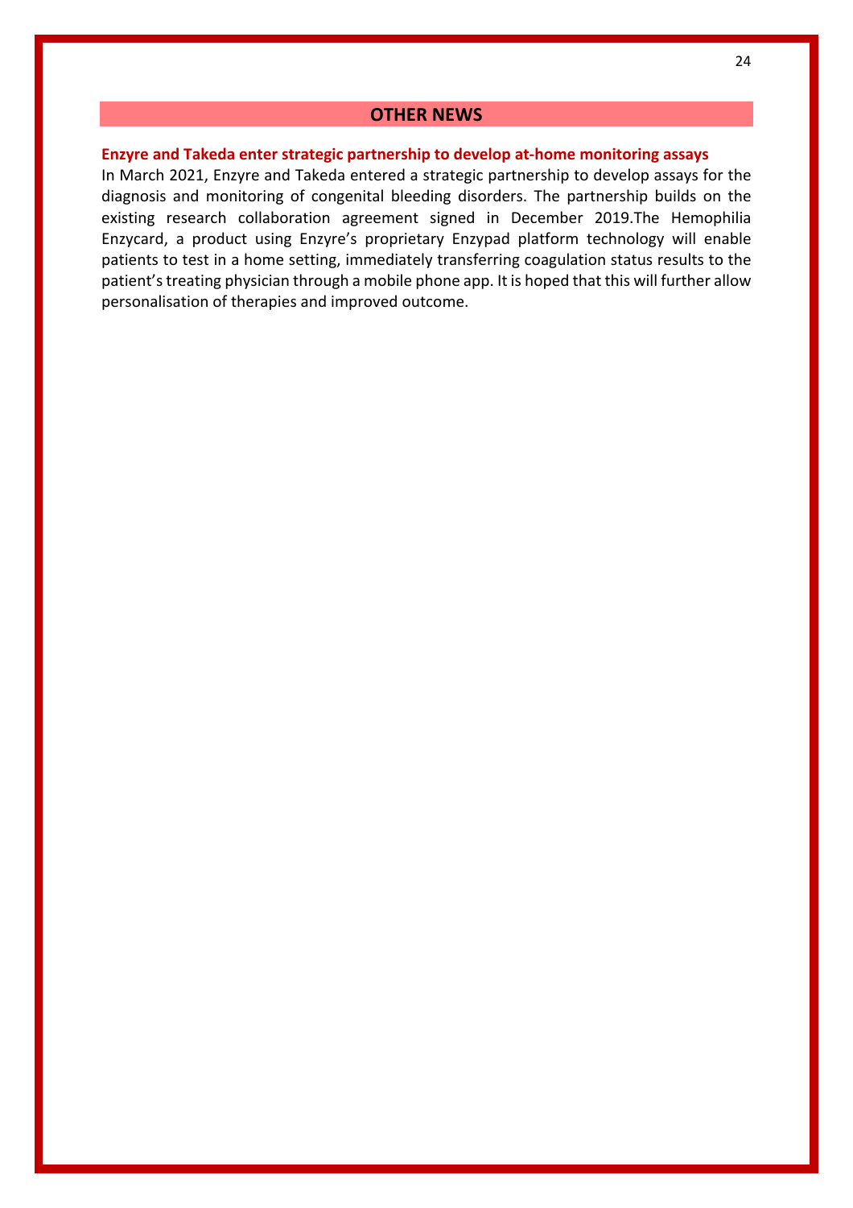## OTHER NEWS

### Enzyre and Takeda enter strategic partnership to develop at-home monitoring assays

In March 2021, Enzyre and Takeda entered a strategic partnership to develop assays for the diagnosis and monitoring of congenital bleeding disorders. The partnership builds on the existing research collaboration agreement signed in December 2019.The Hemophilia Enzycard, a product using Enzyre's proprietary Enzypad platform technology will enable patients to test in a home setting, immediately transferring coagulation status results to the patient's treating physician through a mobile phone app. It is hoped that this will further allow personalisation of therapies and improved outcome.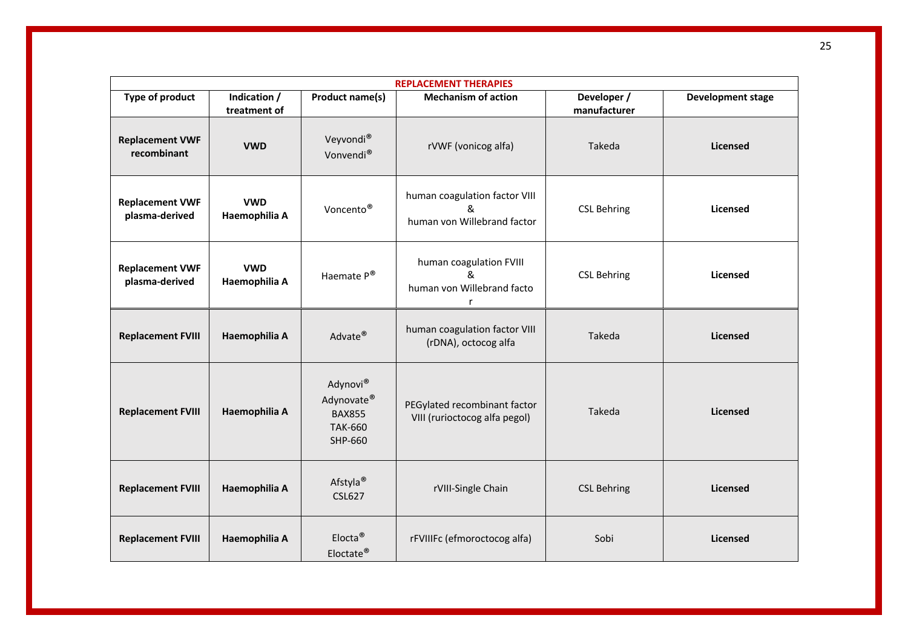| REPLACEMENT THERAPIES | | | | | |
|---|---|---|---|---|---|
| **Type of product** | **Indication / treatment of** | **Product name(s)** | **Mechanism of action** | **Developer / manufacturer** | **Development stage** |
| **Replacement VWF recombinant** | **VWD** | Veyvondi®<br>Vonvendi® | rVWF (vonicog alfa) | Takeda | **Licensed** |
| **Replacement VWF plasma-derived** | **VWD**<br>**Haemophilia A** | Voncento® | human coagulation factor VIII<br>&<br>human von Willebrand factor | CSL Behring | **Licensed** |
| **Replacement VWF plasma-derived** | **VWD**<br>**Haemophilia A** | Haemate P® | human coagulation FVIII<br>&<br>human von Willebrand facto r | CSL Behring | **Licensed** |
| **Replacement FVIII** | **Haemophilia A** | Advate® | human coagulation factor VIII (rDNA), octocog alfa | Takeda | **Licensed** |
| **Replacement FVIII** | **Haemophilia A** | Adynovi®<br>Adynovate®<br>BAX855<br>TAK-660<br>SHP-660 | PEGylated recombinant factor VIII (rurioctocog alfa pegol) | Takeda | **Licensed** |
| **Replacement FVIII** | **Haemophilia A** | Afstyla®<br>CSL627 | rVIII-Single Chain | CSL Behring | **Licensed** |
| **Replacement FVIII** | **Haemophilia A** | Elocta®<br>Eloctate® | rFVIIIFc (efmoroctocog alfa) | Sobi | **Licensed** |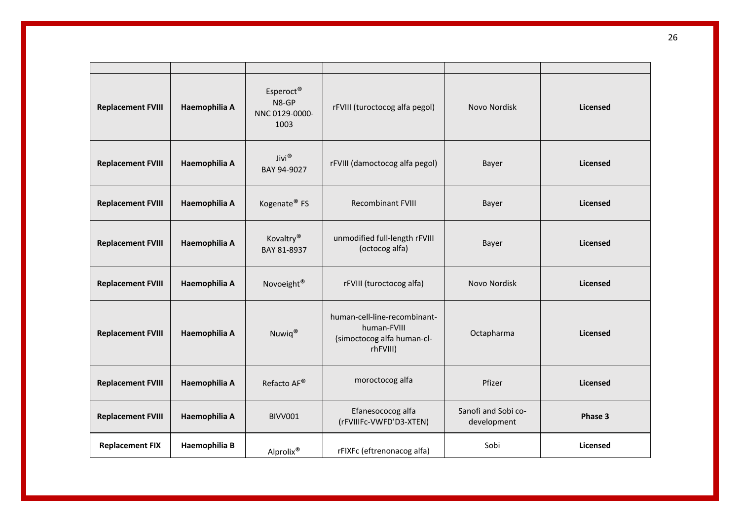| | | | | | |
|---|---|---|---|---|---|
| **Replacement FVIII** | **Haemophilia A** | Esperoct®<br>N8-GP<br>NNC 0129-0000-1003 | rFVIII (turoctocog alfa pegol) | Novo Nordisk | **Licensed** |
| **Replacement FVIII** | **Haemophilia A** | Jivi®<br>BAY 94-9027 | rFVIII (damoctocog alfa pegol) | Bayer | **Licensed** |
| **Replacement FVIII** | **Haemophilia A** | Kogenate® FS | Recombinant FVIII | Bayer | **Licensed** |
| **Replacement FVIII** | **Haemophilia A** | Kovaltry®<br>BAY 81-8937 | unmodified full-length rFVIII (octocog alfa) | Bayer | **Licensed** |
| **Replacement FVIII** | **Haemophilia A** | Novoeight® | rFVIII (turoctocog alfa) | Novo Nordisk | **Licensed** |
| **Replacement FVIII** | **Haemophilia A** | Nuwiq® | human-cell-line-recombinant-human-FVIII (simoctocog alfa human-cl-rhFVIII) | Octapharma | **Licensed** |
| **Replacement FVIII** | **Haemophilia A** | Refacto AF® | moroctocog alfa | Pfizer | **Licensed** |
| **Replacement FVIII** | **Haemophilia A** | BIVV001 | Efanesococog alfa (rFVIIIFc-VWFD'D3-XTEN) | Sanofi and Sobi co-development | **Phase 3** |
| **Replacement FIX** | **Haemophilia B** | Alprolix® | rFIXFc (eftrenonacog alfa) | Sobi | **Licensed** |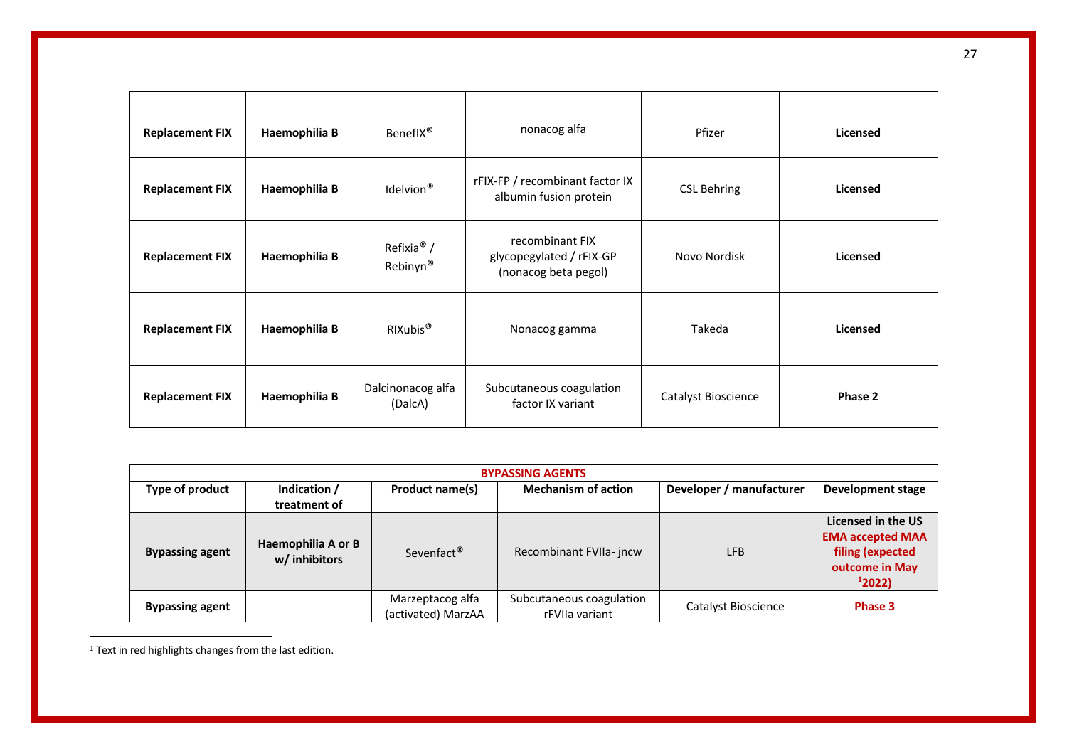| | | | | | |
|---|---|---|---|---|---|
| **Replacement FIX** | **Haemophilia B** | BenefIX® | nonacog alfa | Pfizer | **Licensed** |
| **Replacement FIX** | **Haemophilia B** | Idelvion® | rFIX-FP / recombinant factor IX albumin fusion protein | CSL Behring | **Licensed** |
| **Replacement FIX** | **Haemophilia B** | Refixia® / Rebinyn® | recombinant FIX glycopegylated / rFIX-GP (nonacog beta pegol) | Novo Nordisk | **Licensed** |
| **Replacement FIX** | **Haemophilia B** | RIXubis® | Nonacog gamma | Takeda | **Licensed** |
| **Replacement FIX** | **Haemophilia B** | Dalcinonacog alfa (DalcA) | Subcutaneous coagulation factor IX variant | Catalyst Bioscience | **Phase 2** |

| **BYPASSING AGENTS** | | | | | |
|---|---|---|---|---|---|
| **Type of product** | **Indication / treatment of** | **Product name(s)** | **Mechanism of action** | **Developer / manufacturer** | **Development stage** |
| **Bypassing agent** | **Haemophilia A or B w/ inhibitors** | Sevenfact® | Recombinant FVIIa- jncw | LFB | **Licensed in the US EMA accepted MAA filing (expected outcome in May [1]2022)** |
| **Bypassing agent** | | Marzeptacog alfa (activated) MarzAA | Subcutaneous coagulation rFVIIa variant | Catalyst Bioscience | **Phase 3** |

[1] Text in red highlights changes from the last edition.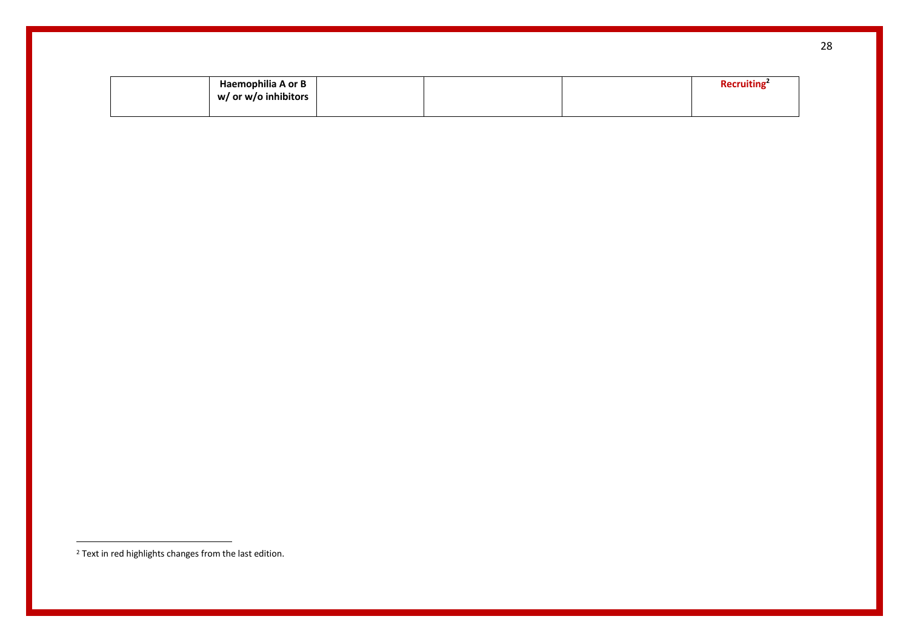| | **Haemophilia A or B w/ or w/o inhibitors** | | | | **Recruiting**[2] |
|---|---|---|---|---|---|

[2] Text in red highlights changes from the last edition.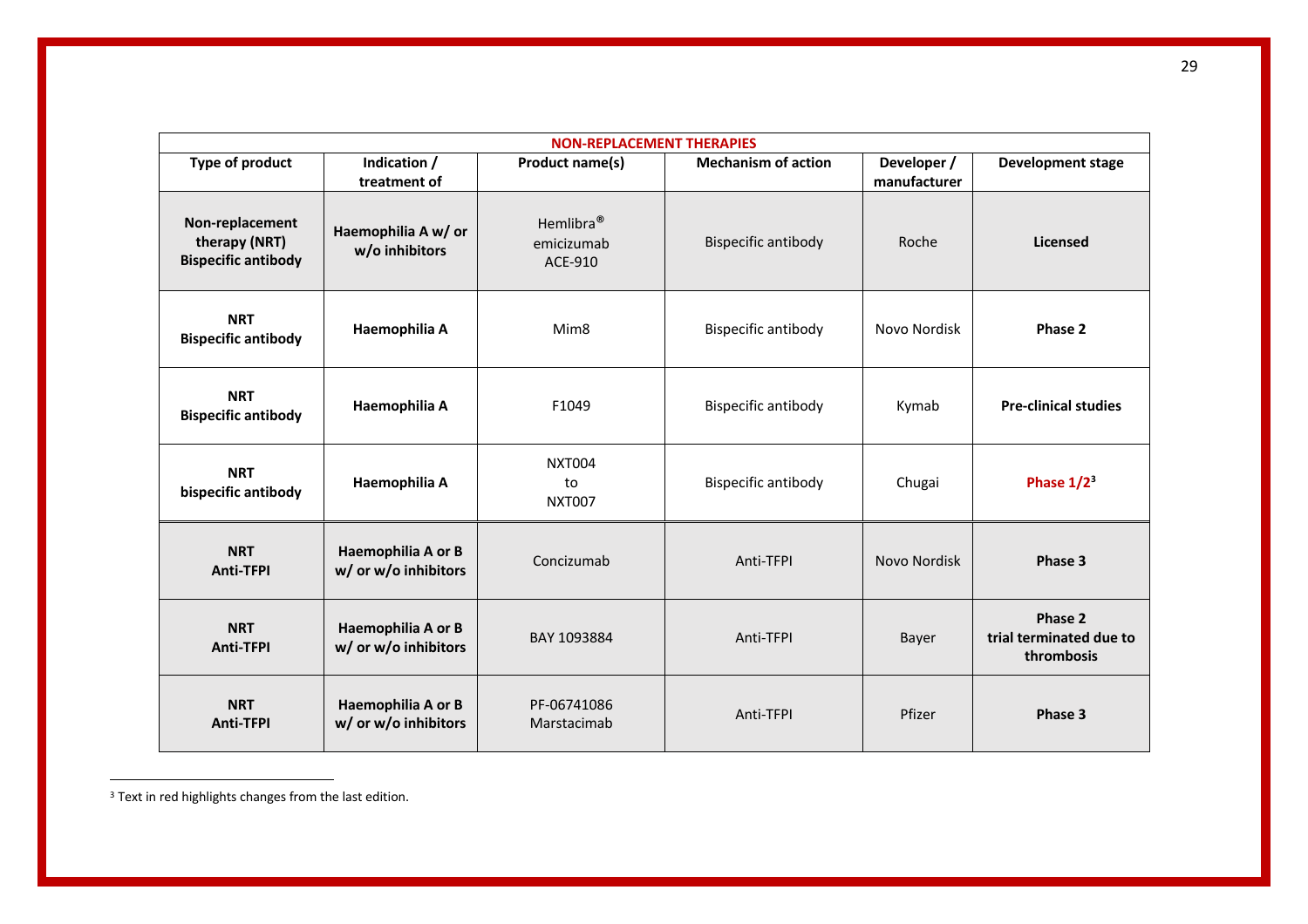| NON-REPLACEMENT THERAPIES | | | | | |
|---|---|---|---|---|---|
| **Type of product** | **Indication / treatment of** | **Product name(s)** | **Mechanism of action** | **Developer / manufacturer** | **Development stage** |
| **Non-replacement therapy (NRT) Bispecific antibody** | **Haemophilia A w/ or w/o inhibitors** | Hemlibra® emicizumab ACE-910 | Bispecific antibody | Roche | **Licensed** |
| **NRT Bispecific antibody** | **Haemophilia A** | Mim8 | Bispecific antibody | Novo Nordisk | **Phase 2** |
| **NRT Bispecific antibody** | **Haemophilia A** | F1049 | Bispecific antibody | Kymab | **Pre-clinical studies** |
| **NRT bispecific antibody** | **Haemophilia A** | NXT004 to NXT007 | Bispecific antibody | Chugai | **Phase 1/2**[3] |
| **NRT Anti-TFPI** | **Haemophilia A or B w/ or w/o inhibitors** | Concizumab | Anti-TFPI | Novo Nordisk | **Phase 3** |
| **NRT Anti-TFPI** | **Haemophilia A or B w/ or w/o inhibitors** | BAY 1093884 | Anti-TFPI | Bayer | **Phase 2 trial terminated due to thrombosis** |
| **NRT Anti-TFPI** | **Haemophilia A or B w/ or w/o inhibitors** | PF-06741086 Marstacimab | Anti-TFPI | Pfizer | **Phase 3** |

[3] Text in red highlights changes from the last edition.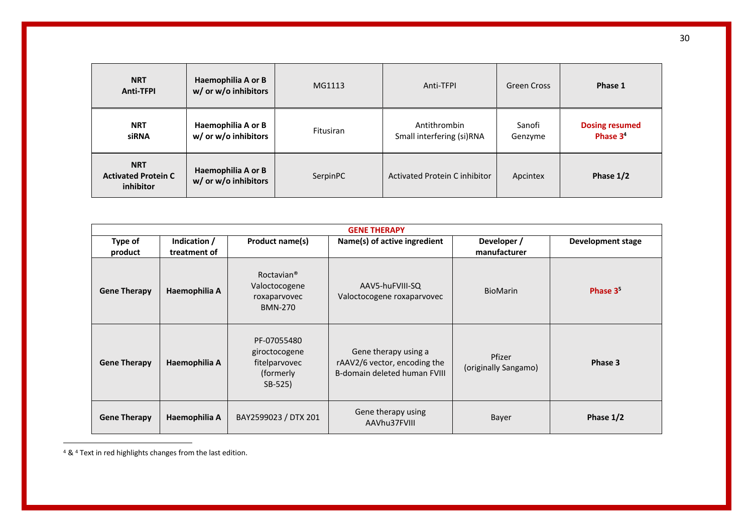| NRT Anti-TFPI | Haemophilia A or B w/ or w/o inhibitors | MG1113 | Anti-TFPI | Green Cross | Phase 1 |
|---|---|---|---|---|---|
| **NRT siRNA** | **Haemophilia A or B w/ or w/o inhibitors** | Fitusiran | Antithrombin Small interfering (si)RNA | Sanofi Genzyme | **Dosing resumed Phase 3**[4] |
| **NRT Activated Protein C inhibitor** | **Haemophilia A or B w/ or w/o inhibitors** | SerpinPC | Activated Protein C inhibitor | Apcintex | **Phase 1/2** |

| GENE THERAPY | | | | | |
|---|---|---|---|---|---|
| **Type of product** | **Indication / treatment of** | **Product name(s)** | **Name(s) of active ingredient** | **Developer / manufacturer** | **Development stage** |
| **Gene Therapy** | **Haemophilia A** | Roctavian® Valoctocogene roxaparvovec BMN-270 | AAV5-huFVIII-SQ Valoctocogene roxaparvovec | BioMarin | **Phase 3**[5] |
| **Gene Therapy** | **Haemophilia A** | PF-07055480 giroctocogene fitelparvovec (formerly SB-525) | Gene therapy using a rAAV2/6 vector, encoding the B-domain deleted human FVIII | Pfizer (originally Sangamo) | **Phase 3** |
| **Gene Therapy** | **Haemophilia A** | BAY2599023 / DTX 201 | Gene therapy using AAVhu37FVIII | Bayer | **Phase 1/2** |

[4] & [4] Text in red highlights changes from the last edition.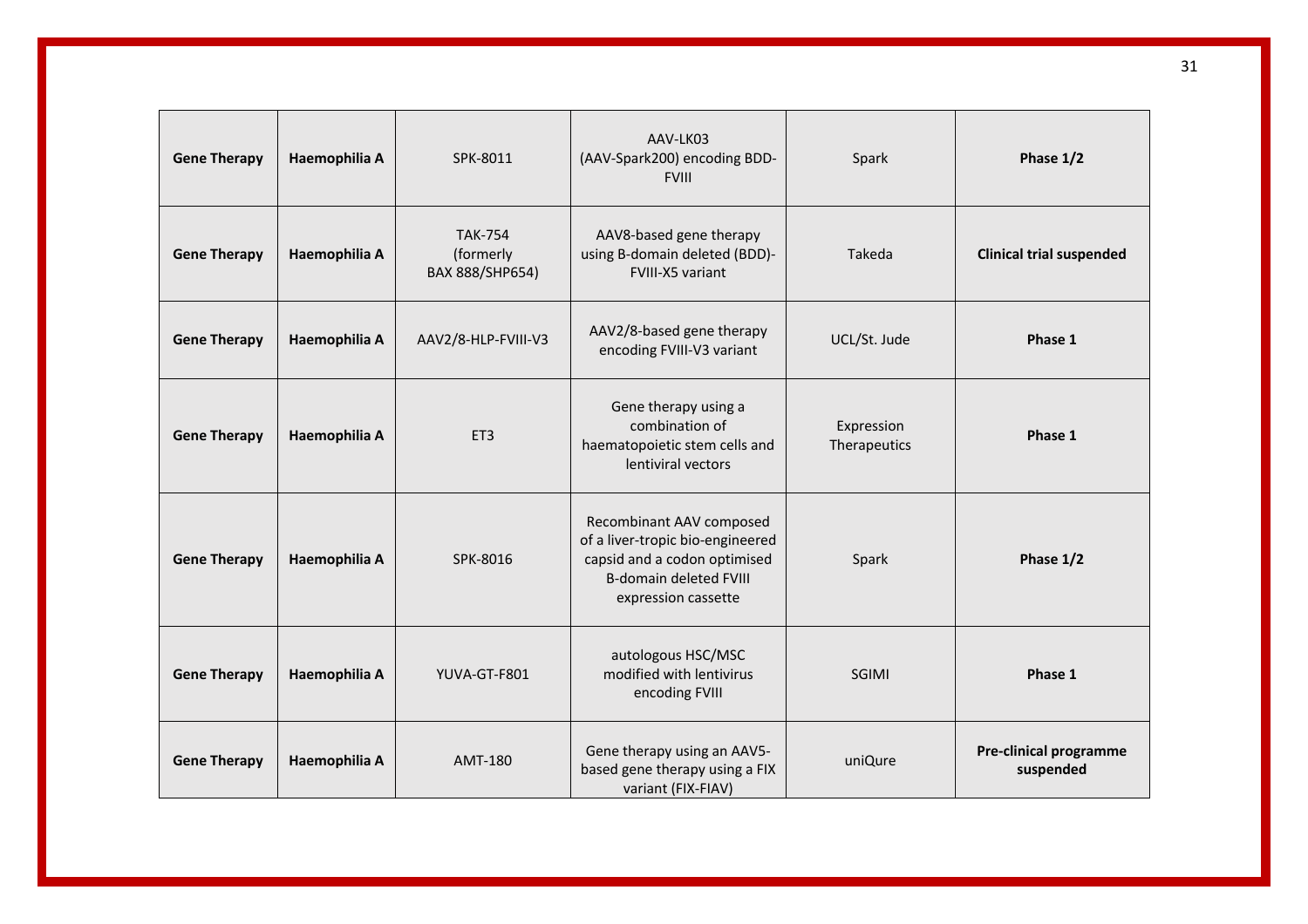| Gene Therapy | Haemophilia A | SPK-8011 | AAV-LK03 (AAV-Spark200) encoding BDD-FVIII | Spark | Phase 1/2 |
|---|---|---|---|---|---|
| **Gene Therapy** | **Haemophilia A** | TAK-754 (formerly BAX 888/SHP654) | AAV8-based gene therapy using B-domain deleted (BDD)-FVIII-X5 variant | Takeda | **Clinical trial suspended** |
| **Gene Therapy** | **Haemophilia A** | AAV2/8-HLP-FVIII-V3 | AAV2/8-based gene therapy encoding FVIII-V3 variant | UCL/St. Jude | **Phase 1** |
| **Gene Therapy** | **Haemophilia A** | ET3 | Gene therapy using a combination of haematopoietic stem cells and lentiviral vectors | Expression Therapeutics | **Phase 1** |
| **Gene Therapy** | **Haemophilia A** | SPK-8016 | Recombinant AAV composed of a liver-tropic bio-engineered capsid and a codon optimised B-domain deleted FVIII expression cassette | Spark | **Phase 1/2** |
| **Gene Therapy** | **Haemophilia A** | YUVA-GT-F801 | autologous HSC/MSC modified with lentivirus encoding FVIII | SGIMI | **Phase 1** |
| **Gene Therapy** | **Haemophilia A** | AMT-180 | Gene therapy using an AAV5-based gene therapy using a FIX variant (FIX-FIAV) | uniQure | **Pre-clinical programme suspended** |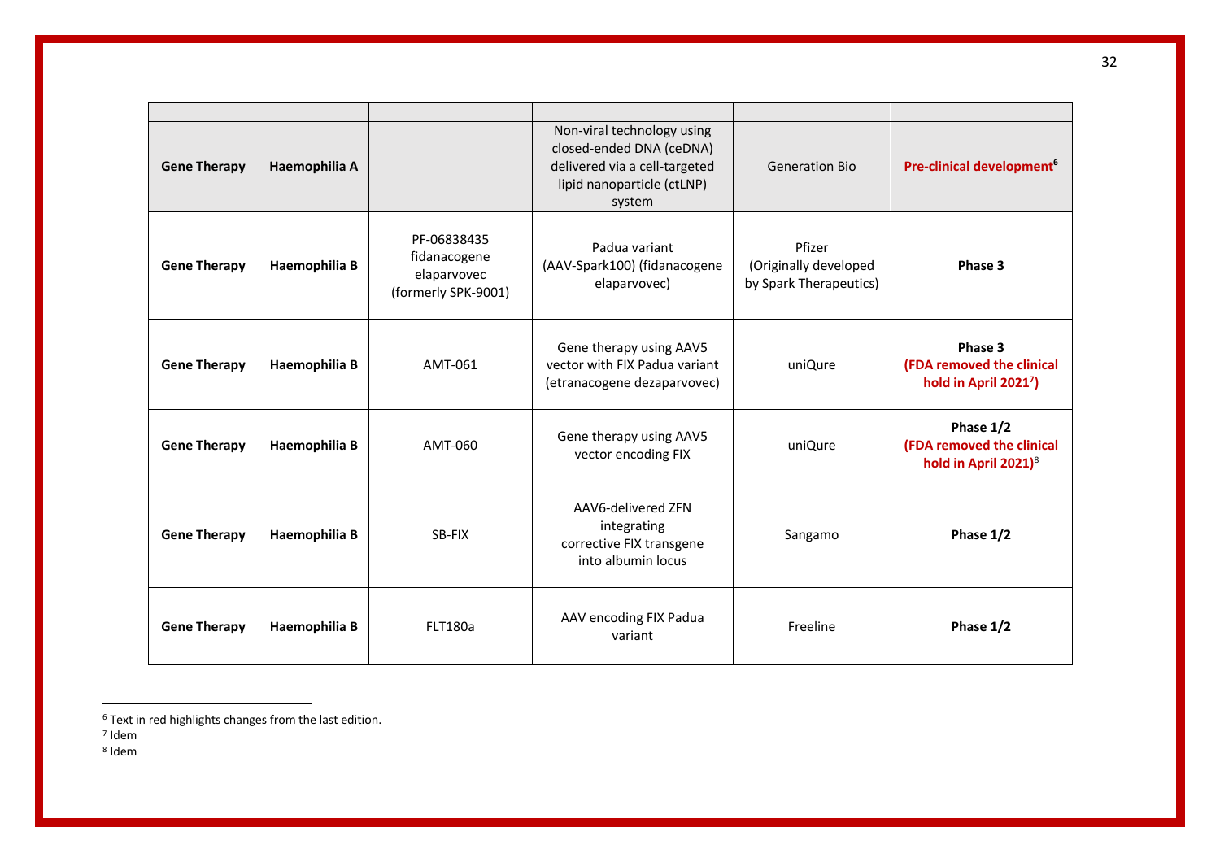| | | | | | |
|---|---|---|---|---|---|
| **Gene Therapy** | **Haemophilia A** | | Non-viral technology using closed-ended DNA (ceDNA) delivered via a cell-targeted lipid nanoparticle (ctLNP) system | Generation Bio | **Pre-clinical development**[6] |
| **Gene Therapy** | **Haemophilia B** | PF-06838435 fidanacogene elaparvovec (formerly SPK-9001) | Padua variant (AAV-Spark100) (fidanacogene elaparvovec) | Pfizer (Originally developed by Spark Therapeutics) | **Phase 3** |
| **Gene Therapy** | **Haemophilia B** | AMT-061 | Gene therapy using AAV5 vector with FIX Padua variant (etranacogene dezaparvovec) | uniQure | **Phase 3 (FDA removed the clinical hold in April 2021[7])** |
| **Gene Therapy** | **Haemophilia B** | AMT-060 | Gene therapy using AAV5 vector encoding FIX | uniQure | **Phase 1/2 (FDA removed the clinical hold in April 2021)**[8] |
| **Gene Therapy** | **Haemophilia B** | SB-FIX | AAV6-delivered ZFN integrating corrective FIX transgene into albumin locus | Sangamo | **Phase 1/2** |
| **Gene Therapy** | **Haemophilia B** | FLT180a | AAV encoding FIX Padua variant | Freeline | **Phase 1/2** |

[6] Text in red highlights changes from the last edition.

[7] Idem

[8] Idem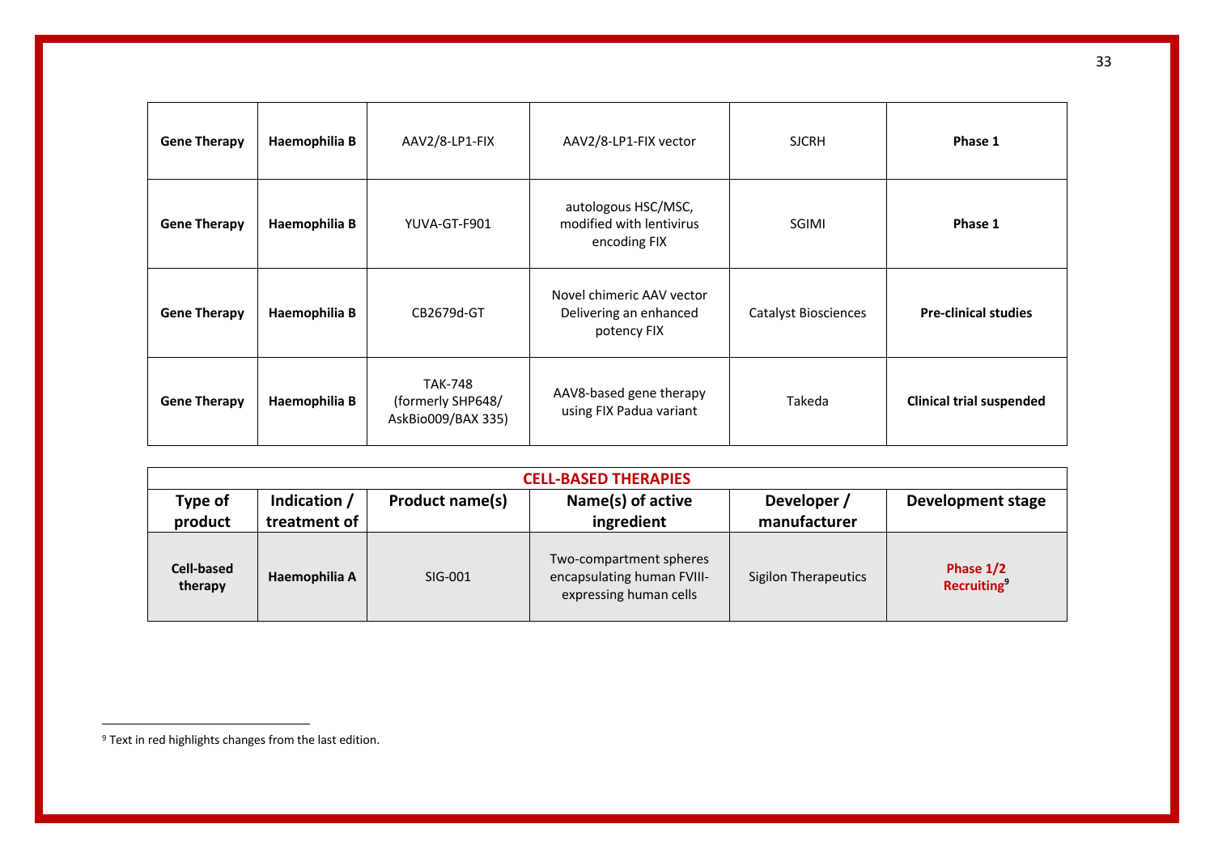| | | | | | |
|---|---|---|---|---|---|
| **Gene Therapy** | **Haemophilia B** | AAV2/8-LP1-FIX | AAV2/8-LP1-FIX vector | SJCRH | **Phase 1** |
| **Gene Therapy** | **Haemophilia B** | YUVA-GT-F901 | autologous HSC/MSC, modified with lentivirus encoding FIX | SGIMI | **Phase 1** |
| **Gene Therapy** | **Haemophilia B** | CB2679d-GT | Novel chimeric AAV vector Delivering an enhanced potency FIX | Catalyst Biosciences | **Pre-clinical studies** |
| **Gene Therapy** | **Haemophilia B** | TAK-748 (formerly SHP648/ AskBio009/BAX 335) | AAV8-based gene therapy using FIX Padua variant | Takeda | **Clinical trial suspended** |

**CELL-BASED THERAPIES**

| Type of product | Indication / treatment of | Product name(s) | Name(s) of active ingredient | Developer / manufacturer | Development stage |
|---|---|---|---|---|---|
| **Cell-based therapy** | **Haemophilia A** | SIG-001 | Two-compartment spheres encapsulating human FVIII-expressing human cells | Sigilon Therapeutics | **Phase 1/2 Recruiting**[9] |

[9] Text in red highlights changes from the last edition.